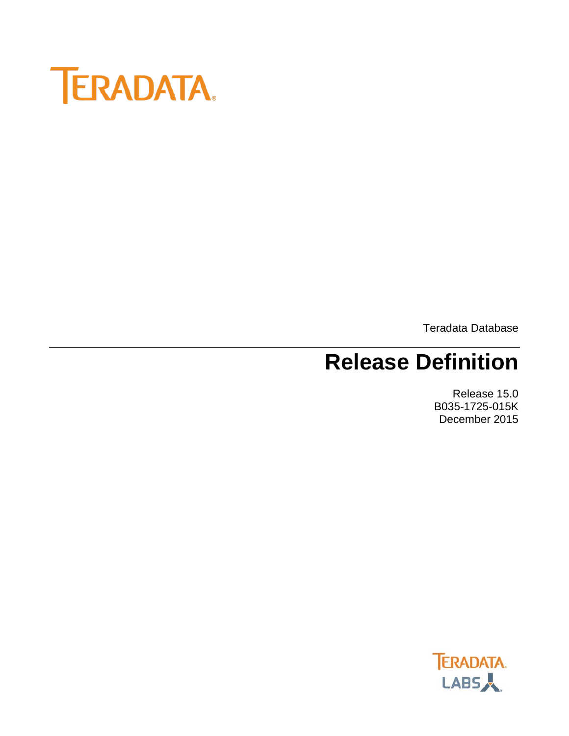TERADATA

Teradata Database

# Release Definition

Release 15.0
B035-1725-015K
December 2015

TERADATA LABS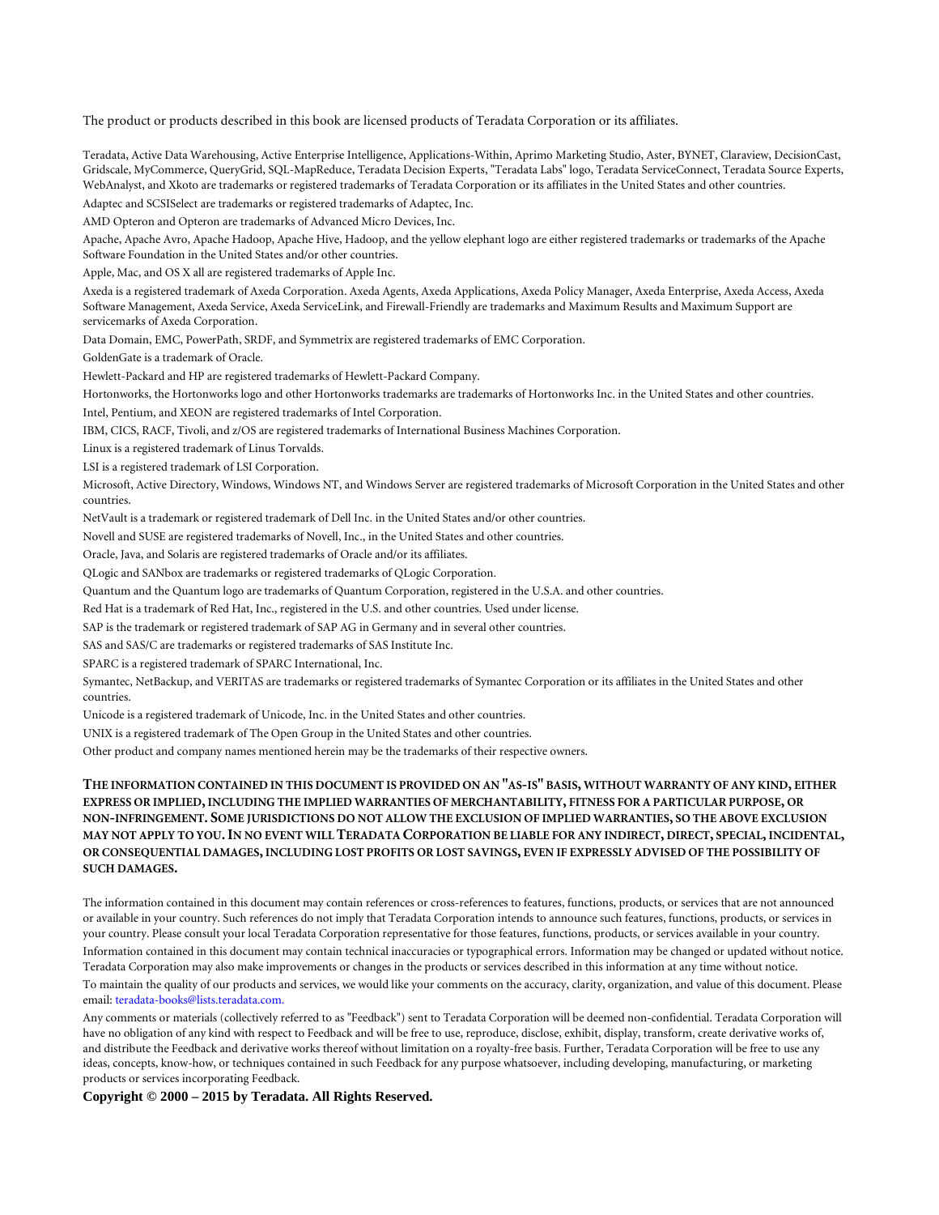The product or products described in this book are licensed products of Teradata Corporation or its affiliates.

Teradata, Active Data Warehousing, Active Enterprise Intelligence, Applications-Within, Aprimo Marketing Studio, Aster, BYNET, Claraview, DecisionCast, Gridscale, MyCommerce, QueryGrid, SQL-MapReduce, Teradata Decision Experts, "Teradata Labs" logo, Teradata ServiceConnect, Teradata Source Experts, WebAnalyst, and Xkoto are trademarks or registered trademarks of Teradata Corporation or its affiliates in the United States and other countries.

Adaptec and SCSISelect are trademarks or registered trademarks of Adaptec, Inc.

AMD Opteron and Opteron are trademarks of Advanced Micro Devices, Inc.

Apache, Apache Avro, Apache Hadoop, Apache Hive, Hadoop, and the yellow elephant logo are either registered trademarks or trademarks of the Apache Software Foundation in the United States and/or other countries.

Apple, Mac, and OS X all are registered trademarks of Apple Inc.

Axeda is a registered trademark of Axeda Corporation. Axeda Agents, Axeda Applications, Axeda Policy Manager, Axeda Enterprise, Axeda Access, Axeda Software Management, Axeda Service, Axeda ServiceLink, and Firewall-Friendly are trademarks and Maximum Results and Maximum Support are servicemarks of Axeda Corporation.

Data Domain, EMC, PowerPath, SRDF, and Symmetrix are registered trademarks of EMC Corporation.

GoldenGate is a trademark of Oracle.

Hewlett-Packard and HP are registered trademarks of Hewlett-Packard Company.

Hortonworks, the Hortonworks logo and other Hortonworks trademarks are trademarks of Hortonworks Inc. in the United States and other countries.

Intel, Pentium, and XEON are registered trademarks of Intel Corporation.

IBM, CICS, RACF, Tivoli, and z/OS are registered trademarks of International Business Machines Corporation.

Linux is a registered trademark of Linus Torvalds.

LSI is a registered trademark of LSI Corporation.

Microsoft, Active Directory, Windows, Windows NT, and Windows Server are registered trademarks of Microsoft Corporation in the United States and other countries.

NetVault is a trademark or registered trademark of Dell Inc. in the United States and/or other countries.

Novell and SUSE are registered trademarks of Novell, Inc., in the United States and other countries.

Oracle, Java, and Solaris are registered trademarks of Oracle and/or its affiliates.

QLogic and SANbox are trademarks or registered trademarks of QLogic Corporation.

Quantum and the Quantum logo are trademarks of Quantum Corporation, registered in the U.S.A. and other countries.

Red Hat is a trademark of Red Hat, Inc., registered in the U.S. and other countries. Used under license.

SAP is the trademark or registered trademark of SAP AG in Germany and in several other countries.

SAS and SAS/C are trademarks or registered trademarks of SAS Institute Inc.

SPARC is a registered trademark of SPARC International, Inc.

Symantec, NetBackup, and VERITAS are trademarks or registered trademarks of Symantec Corporation or its affiliates in the United States and other countries.

Unicode is a registered trademark of Unicode, Inc. in the United States and other countries.

UNIX is a registered trademark of The Open Group in the United States and other countries.

Other product and company names mentioned herein may be the trademarks of their respective owners.

**THE INFORMATION CONTAINED IN THIS DOCUMENT IS PROVIDED ON AN "AS-IS" BASIS, WITHOUT WARRANTY OF ANY KIND, EITHER EXPRESS OR IMPLIED, INCLUDING THE IMPLIED WARRANTIES OF MERCHANTABILITY, FITNESS FOR A PARTICULAR PURPOSE, OR NON-INFRINGEMENT. SOME JURISDICTIONS DO NOT ALLOW THE EXCLUSION OF IMPLIED WARRANTIES, SO THE ABOVE EXCLUSION MAY NOT APPLY TO YOU. IN NO EVENT WILL TERADATA CORPORATION BE LIABLE FOR ANY INDIRECT, DIRECT, SPECIAL, INCIDENTAL, OR CONSEQUENTIAL DAMAGES, INCLUDING LOST PROFITS OR LOST SAVINGS, EVEN IF EXPRESSLY ADVISED OF THE POSSIBILITY OF SUCH DAMAGES.**

The information contained in this document may contain references or cross-references to features, functions, products, or services that are not announced or available in your country. Such references do not imply that Teradata Corporation intends to announce such features, functions, products, or services in your country. Please consult your local Teradata Corporation representative for those features, functions, products, or services available in your country.

Information contained in this document may contain technical inaccuracies or typographical errors. Information may be changed or updated without notice. Teradata Corporation may also make improvements or changes in the products or services described in this information at any time without notice.

To maintain the quality of our products and services, we would like your comments on the accuracy, clarity, organization, and value of this document. Please email: teradata-books@lists.teradata.com.

Any comments or materials (collectively referred to as "Feedback") sent to Teradata Corporation will be deemed non-confidential. Teradata Corporation will have no obligation of any kind with respect to Feedback and will be free to use, reproduce, disclose, exhibit, display, transform, create derivative works of, and distribute the Feedback and derivative works thereof without limitation on a royalty-free basis. Further, Teradata Corporation will be free to use any ideas, concepts, know-how, or techniques contained in such Feedback for any purpose whatsoever, including developing, manufacturing, or marketing products or services incorporating Feedback.

**Copyright © 2000 – 2015 by Teradata. All Rights Reserved.**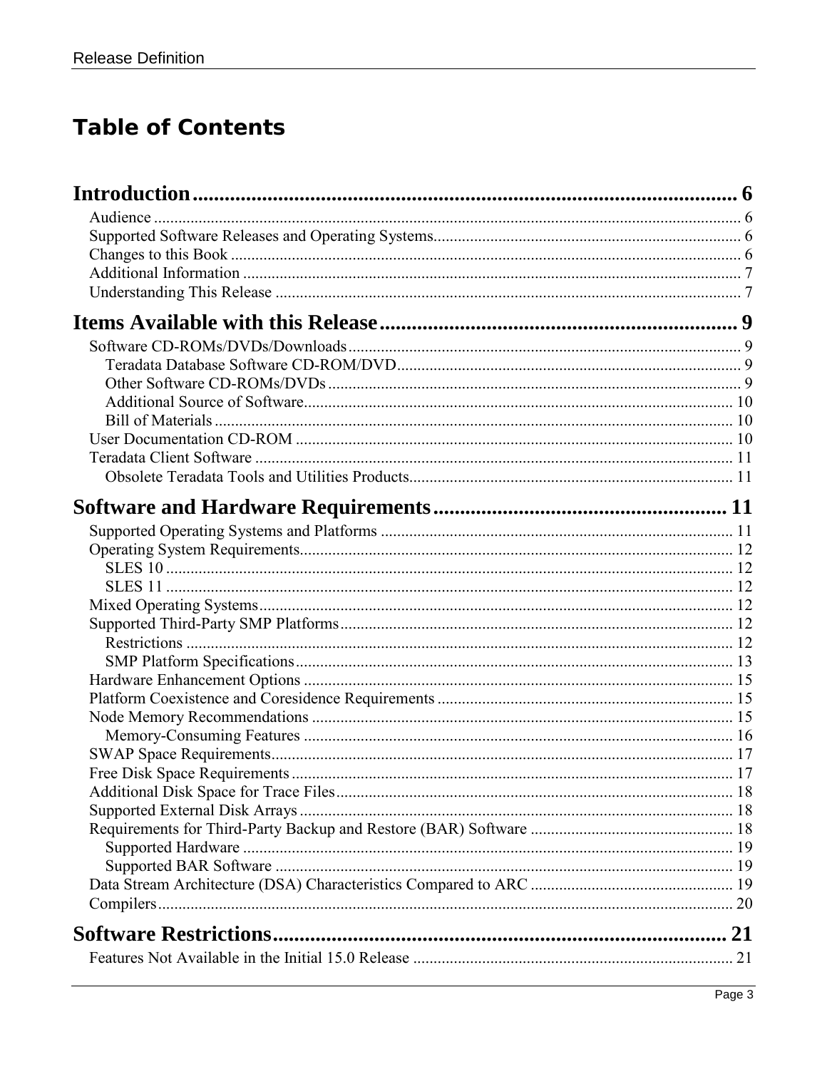# Table of Contents

**Introduction** ........................................................................................... 6

- Audience ........................................................................................... 6
- Supported Software Releases and Operating Systems ........................................................................................... 6
- Changes to this Book ........................................................................................... 6
- Additional Information ........................................................................................... 7
- Understanding This Release ........................................................................................... 7

**Items Available with this Release** ........................................................................................... 9

- Software CD-ROMs/DVDs/Downloads ........................................................................................... 9
  - Teradata Database Software CD-ROM/DVD ........................................................................................... 9
  - Other Software CD-ROMs/DVDs ........................................................................................... 9
  - Additional Source of Software ........................................................................................... 10
  - Bill of Materials ........................................................................................... 10
- User Documentation CD-ROM ........................................................................................... 10
- Teradata Client Software ........................................................................................... 11
  - Obsolete Teradata Tools and Utilities Products ........................................................................................... 11

**Software and Hardware Requirements** ........................................................................................... 11

- Supported Operating Systems and Platforms ........................................................................................... 11
- Operating System Requirements ........................................................................................... 12
  - SLES 10 ........................................................................................... 12
  - SLES 11 ........................................................................................... 12
- Mixed Operating Systems ........................................................................................... 12
- Supported Third-Party SMP Platforms ........................................................................................... 12
  - Restrictions ........................................................................................... 12
  - SMP Platform Specifications ........................................................................................... 13
- Hardware Enhancement Options ........................................................................................... 15
- Platform Coexistence and Coresidence Requirements ........................................................................................... 15
- Node Memory Recommendations ........................................................................................... 15
  - Memory-Consuming Features ........................................................................................... 16
- SWAP Space Requirements ........................................................................................... 17
- Free Disk Space Requirements ........................................................................................... 17
- Additional Disk Space for Trace Files ........................................................................................... 18
- Supported External Disk Arrays ........................................................................................... 18
- Requirements for Third-Party Backup and Restore (BAR) Software ........................................................................................... 18
  - Supported Hardware ........................................................................................... 19
  - Supported BAR Software ........................................................................................... 19
- Data Stream Architecture (DSA) Characteristics Compared to ARC ........................................................................................... 19
- Compilers ........................................................................................... 20

**Software Restrictions** ........................................................................................... 21

- Features Not Available in the Initial 15.0 Release ........................................................................................... 21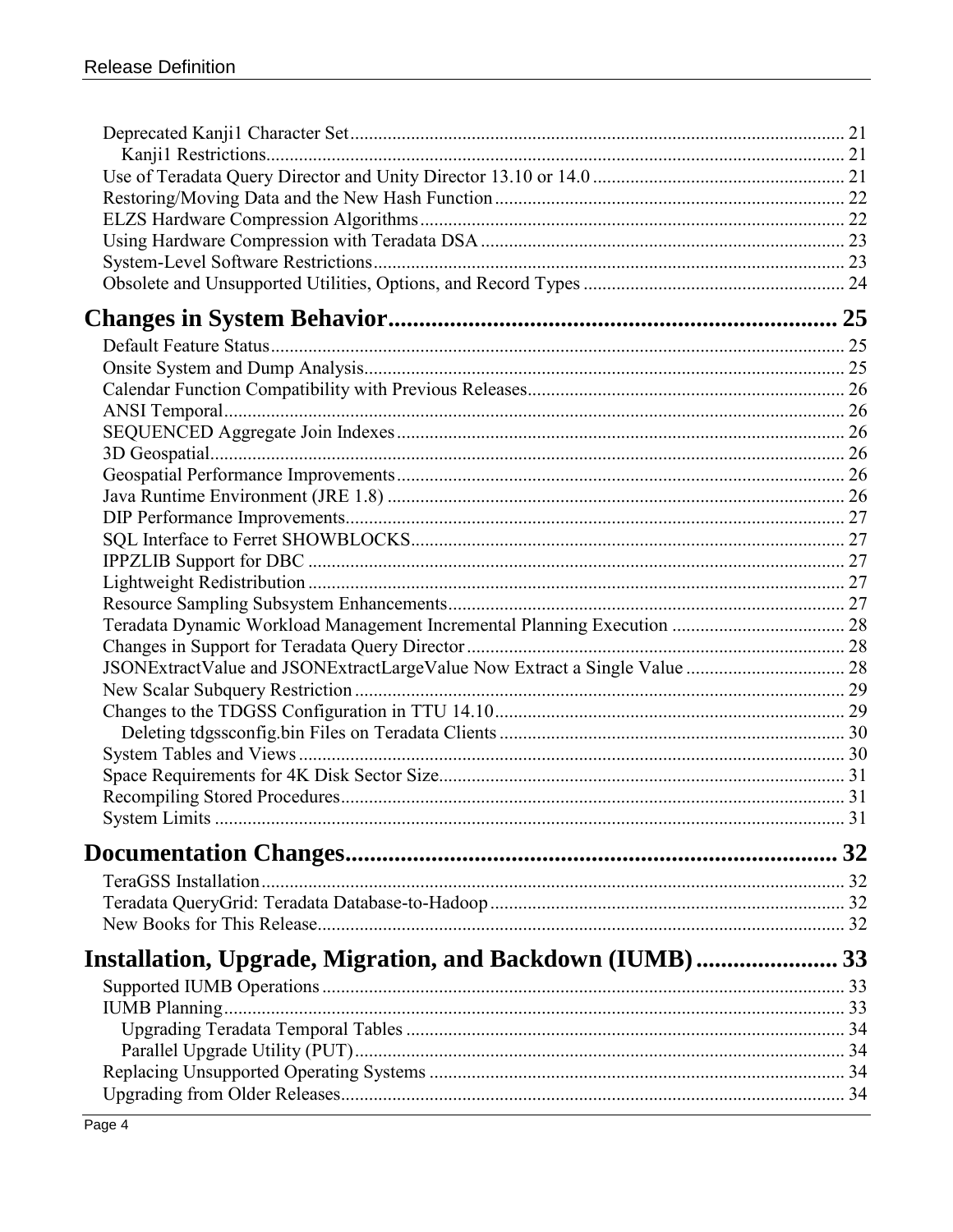Deprecated Kanji1 Character Set ........ 21
  Kanji1 Restrictions ........ 21
Use of Teradata Query Director and Unity Director 13.10 or 14.0 ........ 21
Restoring/Moving Data and the New Hash Function ........ 22
ELZS Hardware Compression Algorithms ........ 22
Using Hardware Compression with Teradata DSA ........ 23
System-Level Software Restrictions ........ 23
Obsolete and Unsupported Utilities, Options, and Record Types ........ 24

**Changes in System Behavior ........ 25**

Default Feature Status ........ 25
Onsite System and Dump Analysis ........ 25
Calendar Function Compatibility with Previous Releases ........ 26
ANSI Temporal ........ 26
SEQUENCED Aggregate Join Indexes ........ 26
3D Geospatial ........ 26
Geospatial Performance Improvements ........ 26
Java Runtime Environment (JRE 1.8) ........ 26
DIP Performance Improvements ........ 27
SQL Interface to Ferret SHOWBLOCKS ........ 27
IPPZLIB Support for DBC ........ 27
Lightweight Redistribution ........ 27
Resource Sampling Subsystem Enhancements ........ 27
Teradata Dynamic Workload Management Incremental Planning Execution ........ 28
Changes in Support for Teradata Query Director ........ 28
JSONExtractValue and JSONExtractLargeValue Now Extract a Single Value ........ 28
New Scalar Subquery Restriction ........ 29
Changes to the TDGSS Configuration in TTU 14.10 ........ 29
  Deleting tdgssconfig.bin Files on Teradata Clients ........ 30
System Tables and Views ........ 30
Space Requirements for 4K Disk Sector Size ........ 31
Recompiling Stored Procedures ........ 31
System Limits ........ 31

**Documentation Changes ........ 32**

TeraGSS Installation ........ 32
Teradata QueryGrid: Teradata Database-to-Hadoop ........ 32
New Books for This Release ........ 32

**Installation, Upgrade, Migration, and Backdown (IUMB) ........ 33**

Supported IUMB Operations ........ 33
IUMB Planning ........ 33
  Upgrading Teradata Temporal Tables ........ 34
  Parallel Upgrade Utility (PUT) ........ 34
Replacing Unsupported Operating Systems ........ 34
Upgrading from Older Releases ........ 34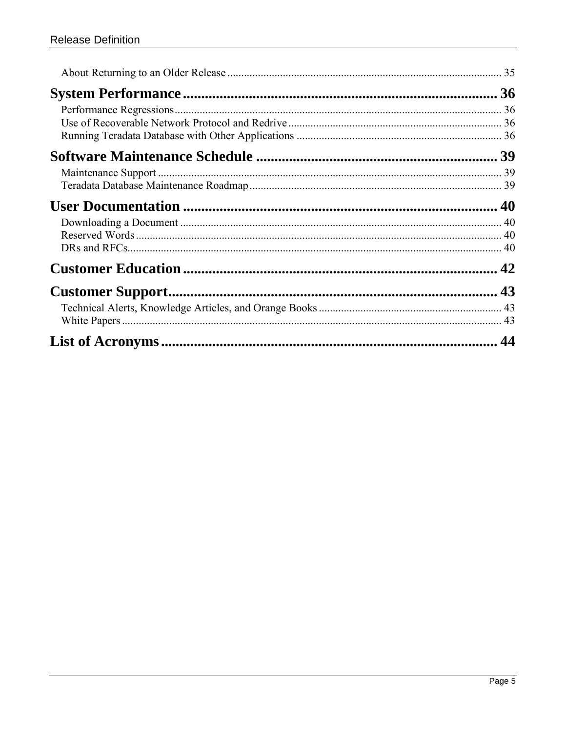About Returning to an Older Release .................................................................................................. 35

**System Performance ........................................................................................ 36**

Performance Regressions...................................................................................................................... 36

Use of Recoverable Network Protocol and Redrive ............................................................................ 36

Running Teradata Database with Other Applications .......................................................................... 36

**Software Maintenance Schedule .................................................................... 39**

Maintenance Support ........................................................................................................................... 39

Teradata Database Maintenance Roadmap .......................................................................................... 39

**User Documentation ........................................................................................ 40**

Downloading a Document ................................................................................................................... 40

Reserved Words.................................................................................................................................... 40

DRs and RFCs....................................................................................................................................... 40

**Customer Education ......................................................................................... 42**

**Customer Support............................................................................................. 43**

Technical Alerts, Knowledge Articles, and Orange Books .................................................................. 43

White Papers ........................................................................................................................................ 43

**List of Acronyms ............................................................................................... 44**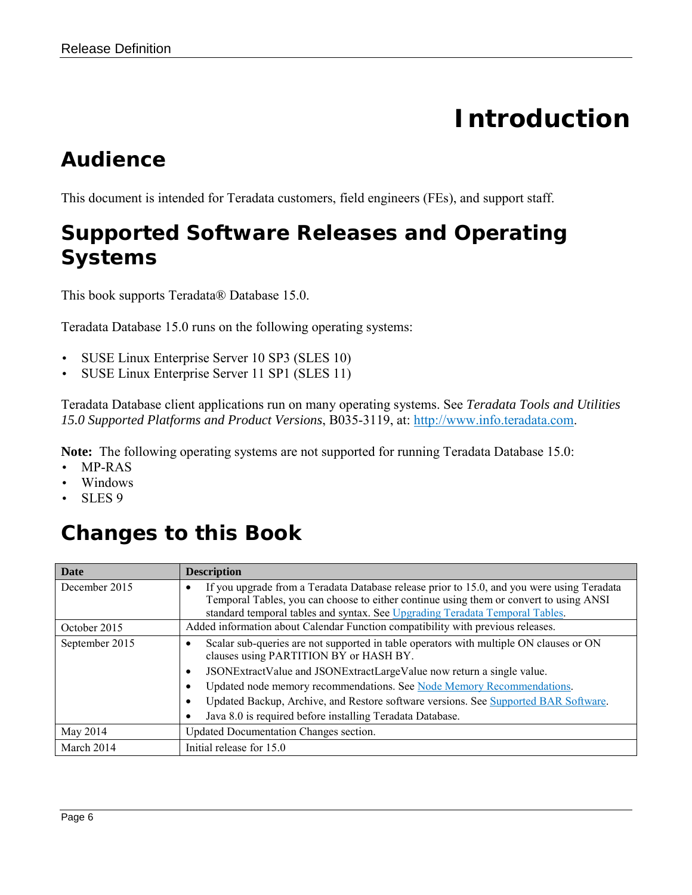# Introduction

## Audience

This document is intended for Teradata customers, field engineers (FEs), and support staff.

## Supported Software Releases and Operating Systems

This book supports Teradata® Database 15.0.

Teradata Database 15.0 runs on the following operating systems:

- SUSE Linux Enterprise Server 10 SP3 (SLES 10)
- SUSE Linux Enterprise Server 11 SP1 (SLES 11)

Teradata Database client applications run on many operating systems. See *Teradata Tools and Utilities 15.0 Supported Platforms and Product Versions*, B035-3119, at: http://www.info.teradata.com.

**Note:** The following operating systems are not supported for running Teradata Database 15.0:

- MP-RAS
- Windows
- SLES 9

## Changes to this Book

| Date | Description |
|---|---|
| December 2015 | • If you upgrade from a Teradata Database release prior to 15.0, and you were using Teradata Temporal Tables, you can choose to either continue using them or convert to using ANSI standard temporal tables and syntax. See Upgrading Teradata Temporal Tables. |
| October 2015 | Added information about Calendar Function compatibility with previous releases. |
| September 2015 | • Scalar sub-queries are not supported in table operators with multiple ON clauses or ON clauses using PARTITION BY or HASH BY.<br>• JSONExtractValue and JSONExtractLargeValue now return a single value.<br>• Updated node memory recommendations. See Node Memory Recommendations.<br>• Updated Backup, Archive, and Restore software versions. See Supported BAR Software.<br>• Java 8.0 is required before installing Teradata Database. |
| May 2014 | Updated Documentation Changes section. |
| March 2014 | Initial release for 15.0 |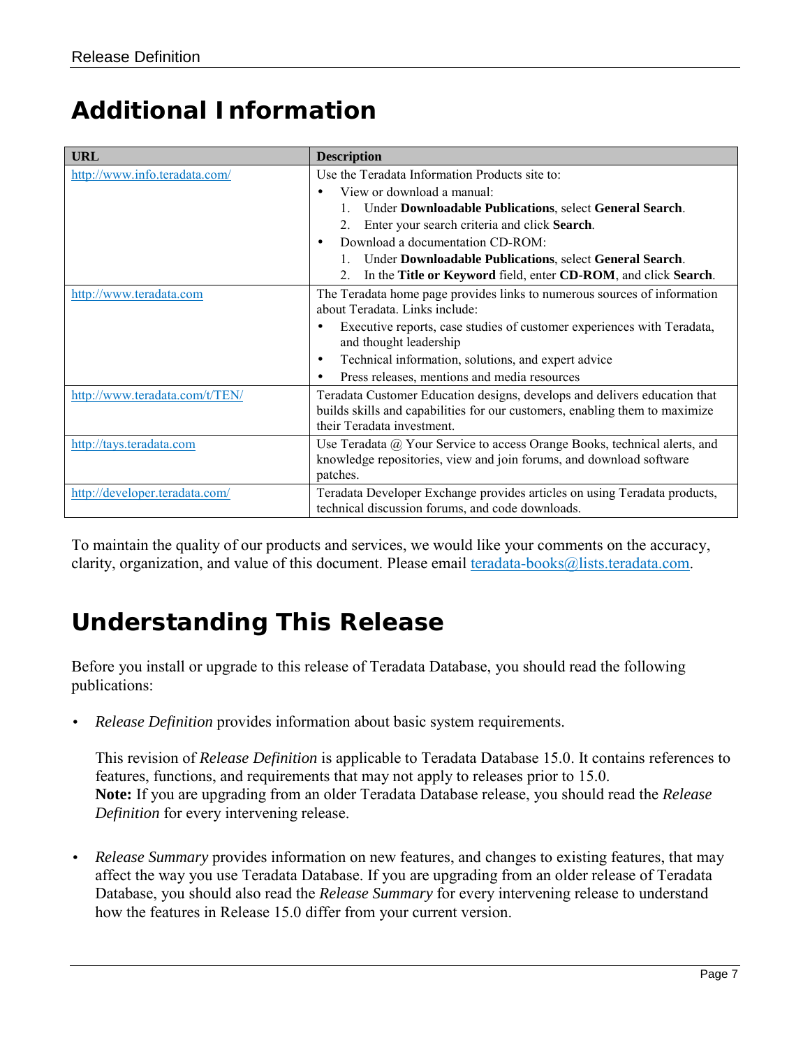# Additional Information

| URL | Description |
|---|---|
| http://www.info.teradata.com/ | Use the Teradata Information Products site to:<br>• View or download a manual:<br>1. Under **Downloadable Publications**, select **General Search**.<br>2. Enter your search criteria and click **Search**.<br>• Download a documentation CD-ROM:<br>1. Under **Downloadable Publications**, select **General Search**.<br>2. In the **Title or Keyword** field, enter **CD-ROM**, and click **Search**. |
| http://www.teradata.com | The Teradata home page provides links to numerous sources of information about Teradata. Links include:<br>• Executive reports, case studies of customer experiences with Teradata, and thought leadership<br>• Technical information, solutions, and expert advice<br>• Press releases, mentions and media resources |
| http://www.teradata.com/t/TEN/ | Teradata Customer Education designs, develops and delivers education that builds skills and capabilities for our customers, enabling them to maximize their Teradata investment. |
| http://tays.teradata.com | Use Teradata @ Your Service to access Orange Books, technical alerts, and knowledge repositories, view and join forums, and download software patches. |
| http://developer.teradata.com/ | Teradata Developer Exchange provides articles on using Teradata products, technical discussion forums, and code downloads. |

To maintain the quality of our products and services, we would like your comments on the accuracy, clarity, organization, and value of this document. Please email teradata-books@lists.teradata.com.

# Understanding This Release

Before you install or upgrade to this release of Teradata Database, you should read the following publications:

- *Release Definition* provides information about basic system requirements.

  This revision of *Release Definition* is applicable to Teradata Database 15.0. It contains references to features, functions, and requirements that may not apply to releases prior to 15.0.
  **Note:** If you are upgrading from an older Teradata Database release, you should read the *Release Definition* for every intervening release.

- *Release Summary* provides information on new features, and changes to existing features, that may affect the way you use Teradata Database. If you are upgrading from an older release of Teradata Database, you should also read the *Release Summary* for every intervening release to understand how the features in Release 15.0 differ from your current version.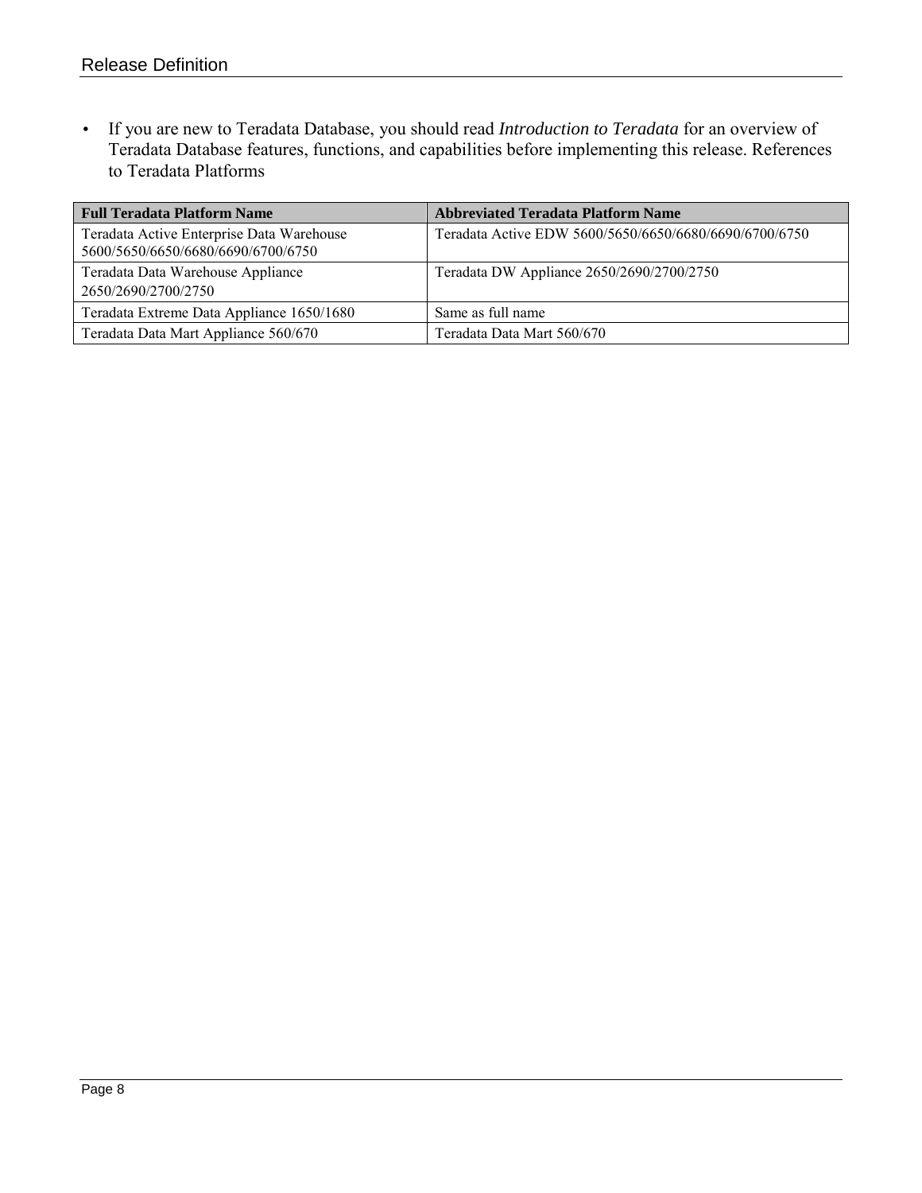- If you are new to Teradata Database, you should read *Introduction to Teradata* for an overview of Teradata Database features, functions, and capabilities before implementing this release. References to Teradata Platforms

| Full Teradata Platform Name | Abbreviated Teradata Platform Name |
|---|---|
| Teradata Active Enterprise Data Warehouse 5600/5650/6650/6680/6690/6700/6750 | Teradata Active EDW 5600/5650/6650/6680/6690/6700/6750 |
| Teradata Data Warehouse Appliance 2650/2690/2700/2750 | Teradata DW Appliance 2650/2690/2700/2750 |
| Teradata Extreme Data Appliance 1650/1680 | Same as full name |
| Teradata Data Mart Appliance 560/670 | Teradata Data Mart 560/670 |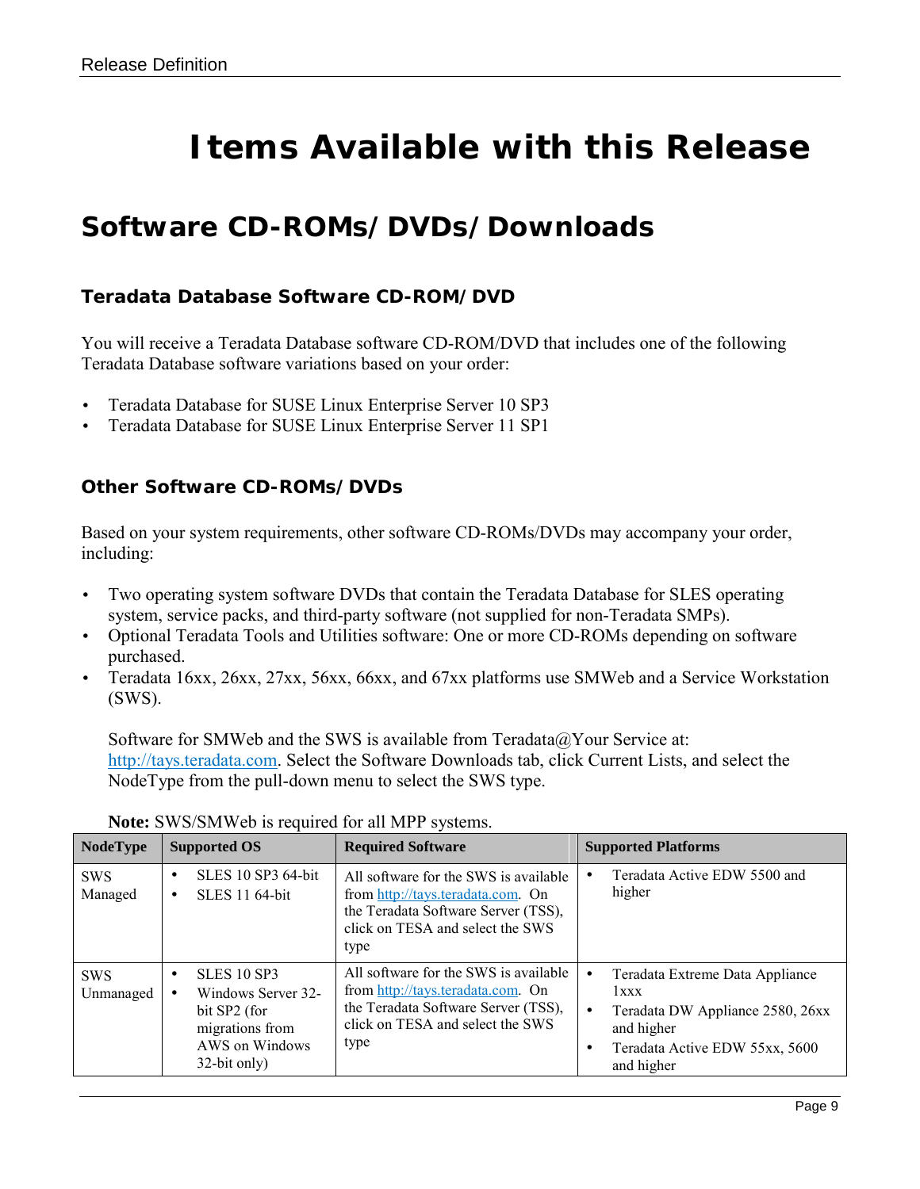# Items Available with this Release

## Software CD-ROMs/DVDs/Downloads

### Teradata Database Software CD-ROM/DVD

You will receive a Teradata Database software CD-ROM/DVD that includes one of the following Teradata Database software variations based on your order:

- Teradata Database for SUSE Linux Enterprise Server 10 SP3
- Teradata Database for SUSE Linux Enterprise Server 11 SP1

### Other Software CD-ROMs/DVDs

Based on your system requirements, other software CD-ROMs/DVDs may accompany your order, including:

- Two operating system software DVDs that contain the Teradata Database for SLES operating system, service packs, and third-party software (not supplied for non-Teradata SMPs).
- Optional Teradata Tools and Utilities software: One or more CD-ROMs depending on software purchased.
- Teradata 16xx, 26xx, 27xx, 56xx, 66xx, and 67xx platforms use SMWeb and a Service Workstation (SWS).

  Software for SMWeb and the SWS is available from Teradata@Your Service at: http://tays.teradata.com. Select the Software Downloads tab, click Current Lists, and select the NodeType from the pull-down menu to select the SWS type.

  **Note:** SWS/SMWeb is required for all MPP systems.

| NodeType | Supported OS | Required Software | Supported Platforms |
|---|---|---|---|
| SWS Managed | • SLES 10 SP3 64-bit<br>• SLES 11 64-bit | All software for the SWS is available from http://tays.teradata.com. On the Teradata Software Server (TSS), click on TESA and select the SWS type | • Teradata Active EDW 5500 and higher |
| SWS Unmanaged | • SLES 10 SP3<br>• Windows Server 32-bit SP2 (for migrations from AWS on Windows 32-bit only) | All software for the SWS is available from http://tays.teradata.com. On the Teradata Software Server (TSS), click on TESA and select the SWS type | • Teradata Extreme Data Appliance 1xxx<br>• Teradata DW Appliance 2580, 26xx and higher<br>• Teradata Active EDW 55xx, 5600 and higher |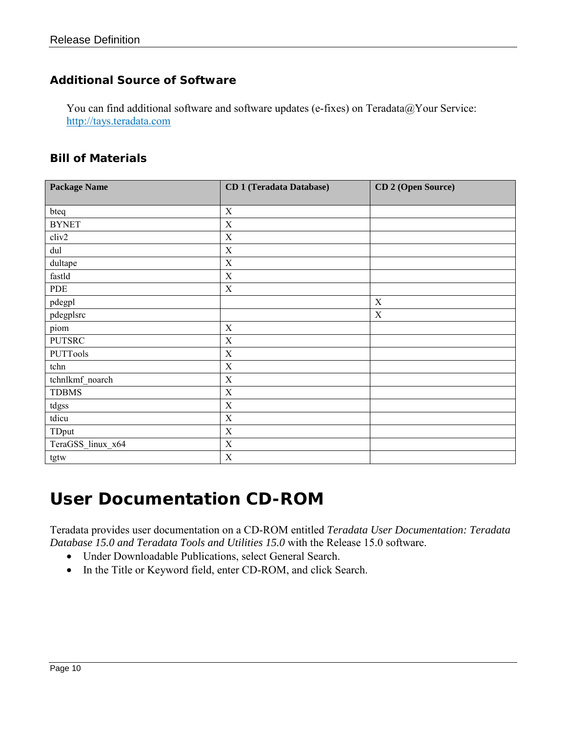### Additional Source of Software

You can find additional software and software updates (e-fixes) on Teradata@Your Service: http://tays.teradata.com

### Bill of Materials

| Package Name | CD 1 (Teradata Database) | CD 2 (Open Source) |
|---|---|---|
| bteq | X | |
| BYNET | X | |
| cliv2 | X | |
| dul | X | |
| dultape | X | |
| fastld | X | |
| PDE | X | |
| pdegpl | | X |
| pdegplsrc | | X |
| piom | X | |
| PUTSRC | X | |
| PUTTools | X | |
| tchn | X | |
| tchnlkmf_noarch | X | |
| TDBMS | X | |
| tdgss | X | |
| tdicu | X | |
| TDput | X | |
| TeraGSS_linux_x64 | X | |
| tgtw | X | |

# User Documentation CD-ROM

Teradata provides user documentation on a CD-ROM entitled *Teradata User Documentation: Teradata Database 15.0 and Teradata Tools and Utilities 15.0* with the Release 15.0 software.

- Under Downloadable Publications, select General Search.
- In the Title or Keyword field, enter CD-ROM, and click Search.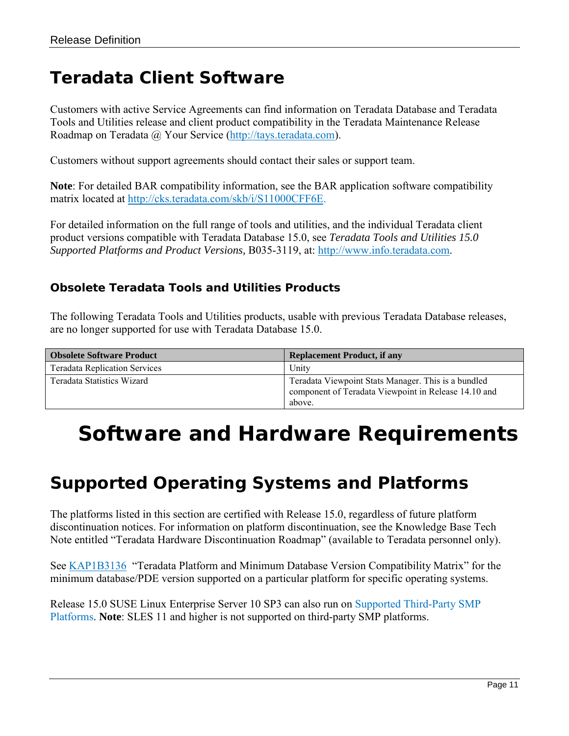# Teradata Client Software

Customers with active Service Agreements can find information on Teradata Database and Teradata Tools and Utilities release and client product compatibility in the Teradata Maintenance Release Roadmap on Teradata @ Your Service (http://tays.teradata.com).

Customers without support agreements should contact their sales or support team.

**Note**: For detailed BAR compatibility information, see the BAR application software compatibility matrix located at http://cks.teradata.com/skb/i/S11000CFF6E.

For detailed information on the full range of tools and utilities, and the individual Teradata client product versions compatible with Teradata Database 15.0, see *Teradata Tools and Utilities 15.0 Supported Platforms and Product Versions,* B035-3119, at: http://www.info.teradata.com.

### Obsolete Teradata Tools and Utilities Products

The following Teradata Tools and Utilities products, usable with previous Teradata Database releases, are no longer supported for use with Teradata Database 15.0.

| Obsolete Software Product | Replacement Product, if any |
|---|---|
| Teradata Replication Services | Unity |
| Teradata Statistics Wizard | Teradata Viewpoint Stats Manager. This is a bundled component of Teradata Viewpoint in Release 14.10 and above. |

# Software and Hardware Requirements

## Supported Operating Systems and Platforms

The platforms listed in this section are certified with Release 15.0, regardless of future platform discontinuation notices. For information on platform discontinuation, see the Knowledge Base Tech Note entitled "Teradata Hardware Discontinuation Roadmap" (available to Teradata personnel only).

See KAP1B3136 "Teradata Platform and Minimum Database Version Compatibility Matrix" for the minimum database/PDE version supported on a particular platform for specific operating systems.

Release 15.0 SUSE Linux Enterprise Server 10 SP3 can also run on Supported Third-Party SMP Platforms. **Note**: SLES 11 and higher is not supported on third-party SMP platforms.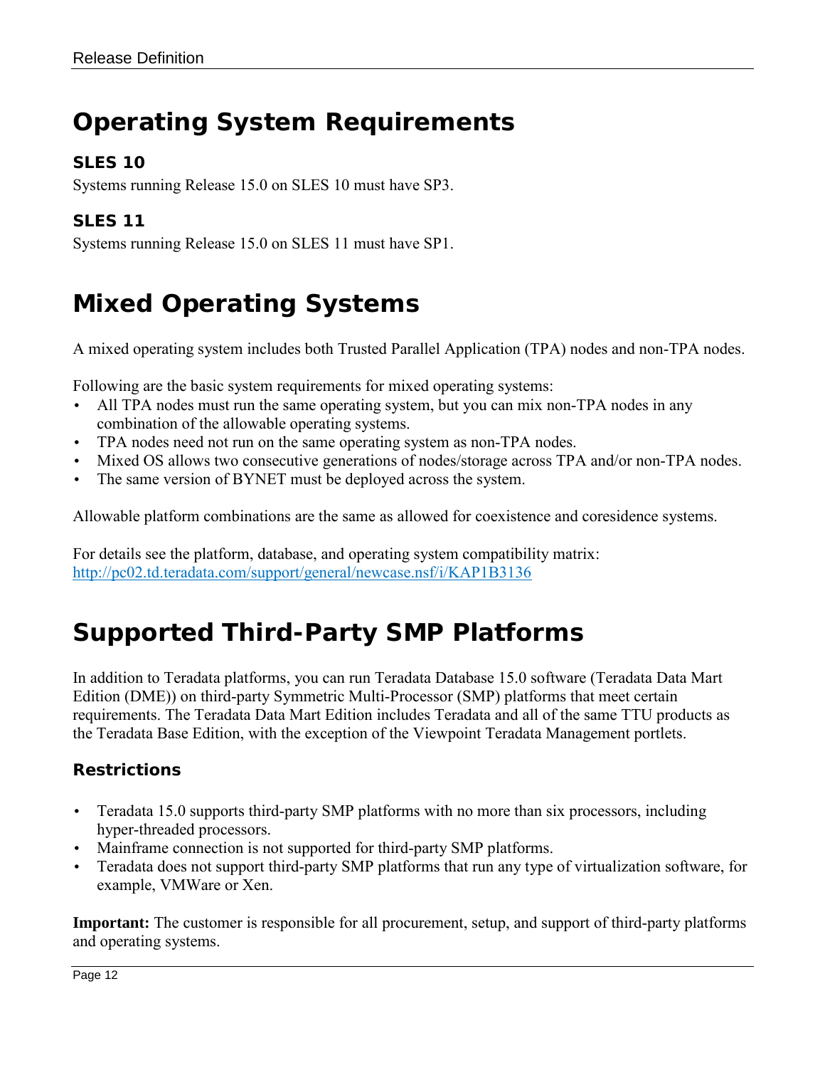# Operating System Requirements

### SLES 10

Systems running Release 15.0 on SLES 10 must have SP3.

### SLES 11

Systems running Release 15.0 on SLES 11 must have SP1.

# Mixed Operating Systems

A mixed operating system includes both Trusted Parallel Application (TPA) nodes and non-TPA nodes.

Following are the basic system requirements for mixed operating systems:

- All TPA nodes must run the same operating system, but you can mix non-TPA nodes in any combination of the allowable operating systems.
- TPA nodes need not run on the same operating system as non-TPA nodes.
- Mixed OS allows two consecutive generations of nodes/storage across TPA and/or non-TPA nodes.
- The same version of BYNET must be deployed across the system.

Allowable platform combinations are the same as allowed for coexistence and coresidence systems.

For details see the platform, database, and operating system compatibility matrix:
[http://pc02.td.teradata.com/support/general/newcase.nsf/i/KAP1B3136](http://pc02.td.teradata.com/support/general/newcase.nsf/i/KAP1B3136)

# Supported Third-Party SMP Platforms

In addition to Teradata platforms, you can run Teradata Database 15.0 software (Teradata Data Mart Edition (DME)) on third-party Symmetric Multi-Processor (SMP) platforms that meet certain requirements. The Teradata Data Mart Edition includes Teradata and all of the same TTU products as the Teradata Base Edition, with the exception of the Viewpoint Teradata Management portlets.

### Restrictions

- Teradata 15.0 supports third-party SMP platforms with no more than six processors, including hyper-threaded processors.
- Mainframe connection is not supported for third-party SMP platforms.
- Teradata does not support third-party SMP platforms that run any type of virtualization software, for example, VMWare or Xen.

**Important:** The customer is responsible for all procurement, setup, and support of third-party platforms and operating systems.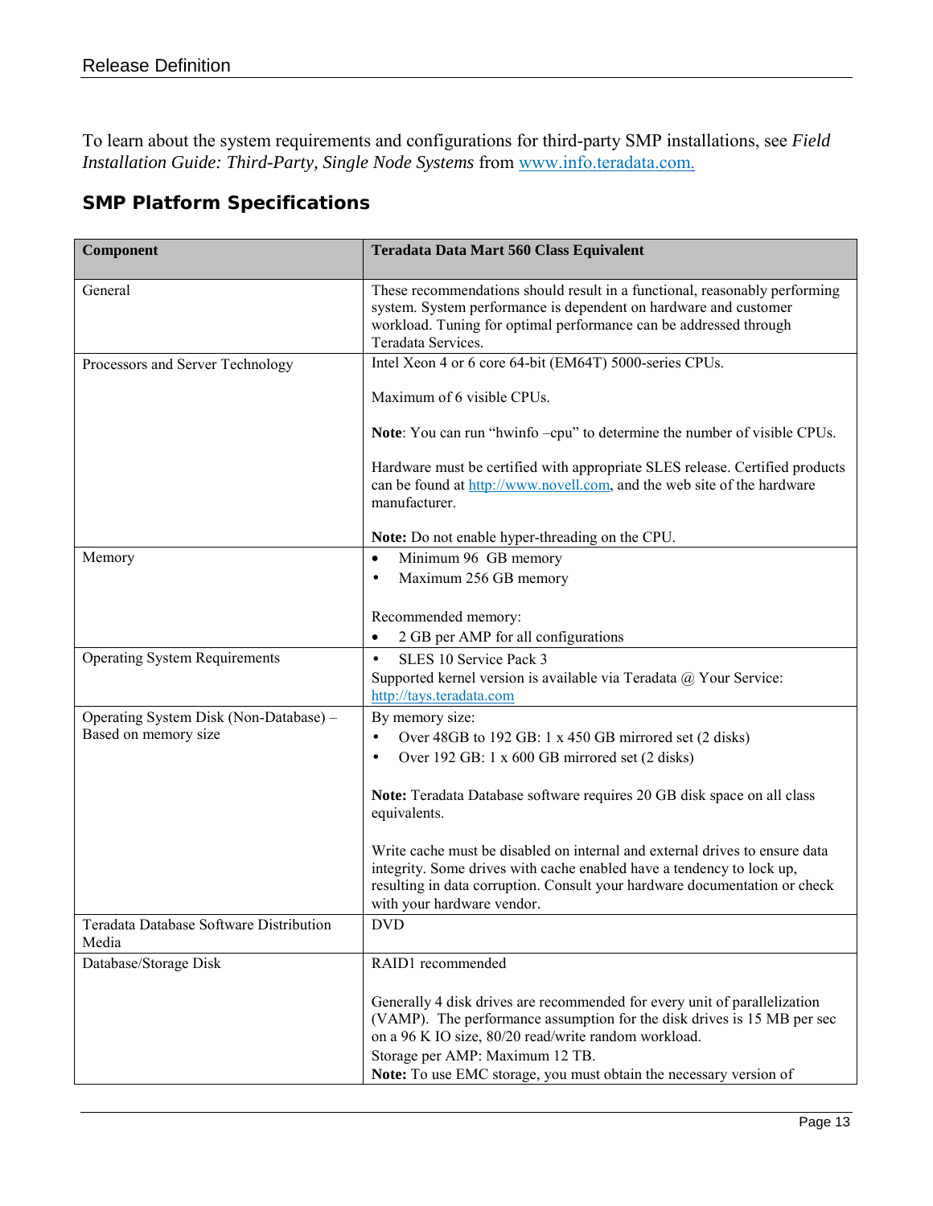To learn about the system requirements and configurations for third-party SMP installations, see *Field Installation Guide: Third-Party, Single Node Systems* from [www.info.teradata.com.](http://www.info.teradata.com)

## SMP Platform Specifications

| **Component** | **Teradata Data Mart 560 Class Equivalent** |
|---|---|
| General | These recommendations should result in a functional, reasonably performing system. System performance is dependent on hardware and customer workload. Tuning for optimal performance can be addressed through Teradata Services. |
| Processors and Server Technology | Intel Xeon 4 or 6 core 64-bit (EM64T) 5000-series CPUs.<br><br>Maximum of 6 visible CPUs.<br><br>**Note**: You can run "hwinfo –cpu" to determine the number of visible CPUs.<br><br>Hardware must be certified with appropriate SLES release. Certified products can be found at [http://www.novell.com](http://www.novell.com), and the web site of the hardware manufacturer.<br><br>**Note:** Do not enable hyper-threading on the CPU. |
| Memory | • Minimum 96 GB memory<br>• Maximum 256 GB memory<br><br>Recommended memory:<br>• 2 GB per AMP for all configurations |
| Operating System Requirements | • SLES 10 Service Pack 3<br>Supported kernel version is available via Teradata @ Your Service: [http://tays.teradata.com](http://tays.teradata.com) |
| Operating System Disk (Non-Database) – Based on memory size | By memory size:<br>• Over 48GB to 192 GB: 1 x 450 GB mirrored set (2 disks)<br>• Over 192 GB: 1 x 600 GB mirrored set (2 disks)<br><br>**Note:** Teradata Database software requires 20 GB disk space on all class equivalents.<br><br>Write cache must be disabled on internal and external drives to ensure data integrity. Some drives with cache enabled have a tendency to lock up, resulting in data corruption. Consult your hardware documentation or check with your hardware vendor. |
| Teradata Database Software Distribution Media | DVD |
| Database/Storage Disk | RAID1 recommended<br><br>Generally 4 disk drives are recommended for every unit of parallelization (VAMP). The performance assumption for the disk drives is 15 MB per sec on a 96 K IO size, 80/20 read/write random workload.<br>Storage per AMP: Maximum 12 TB.<br>**Note:** To use EMC storage, you must obtain the necessary version of |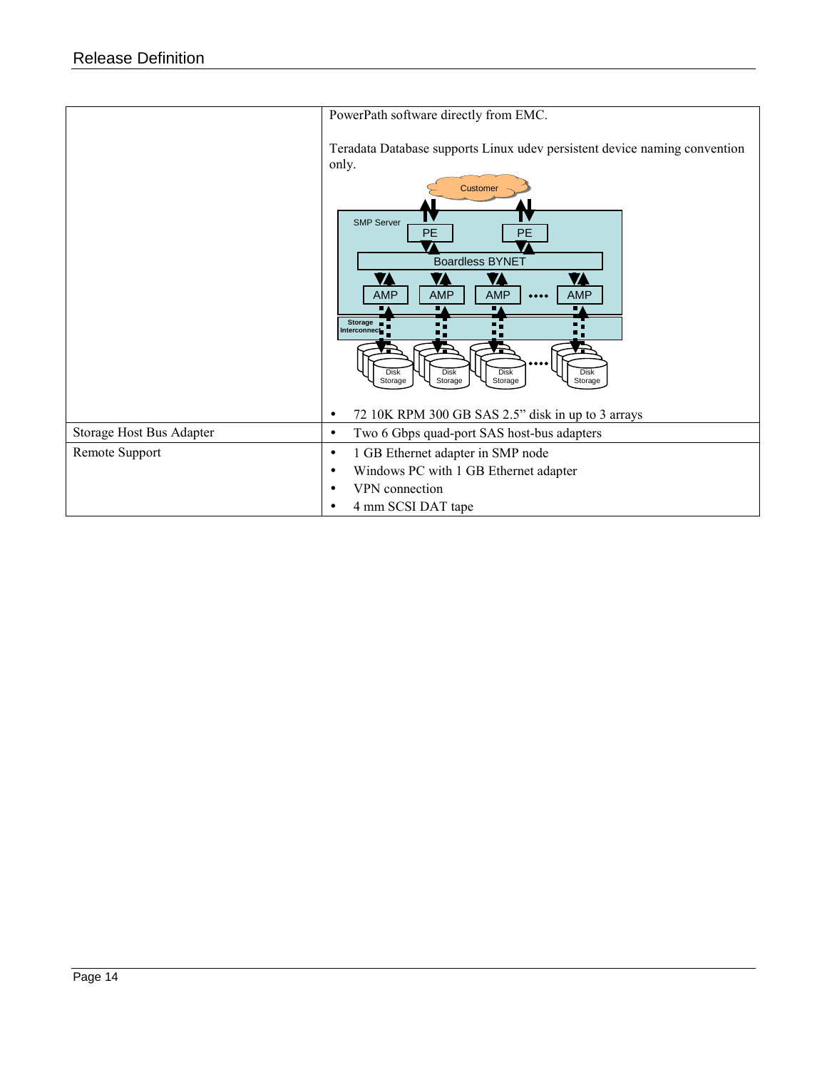| | |
|---|---|
| | PowerPath software directly from EMC.<br><br>Teradata Database supports Linux udev persistent device naming convention only.<br><br>• 72 10K RPM 300 GB SAS 2.5" disk in up to 3 arrays |
| Storage Host Bus Adapter | • Two 6 Gbps quad-port SAS host-bus adapters |
| Remote Support | • 1 GB Ethernet adapter in SMP node<br>• Windows PC with 1 GB Ethernet adapter<br>• VPN connection<br>• 4 mm SCSI DAT tape |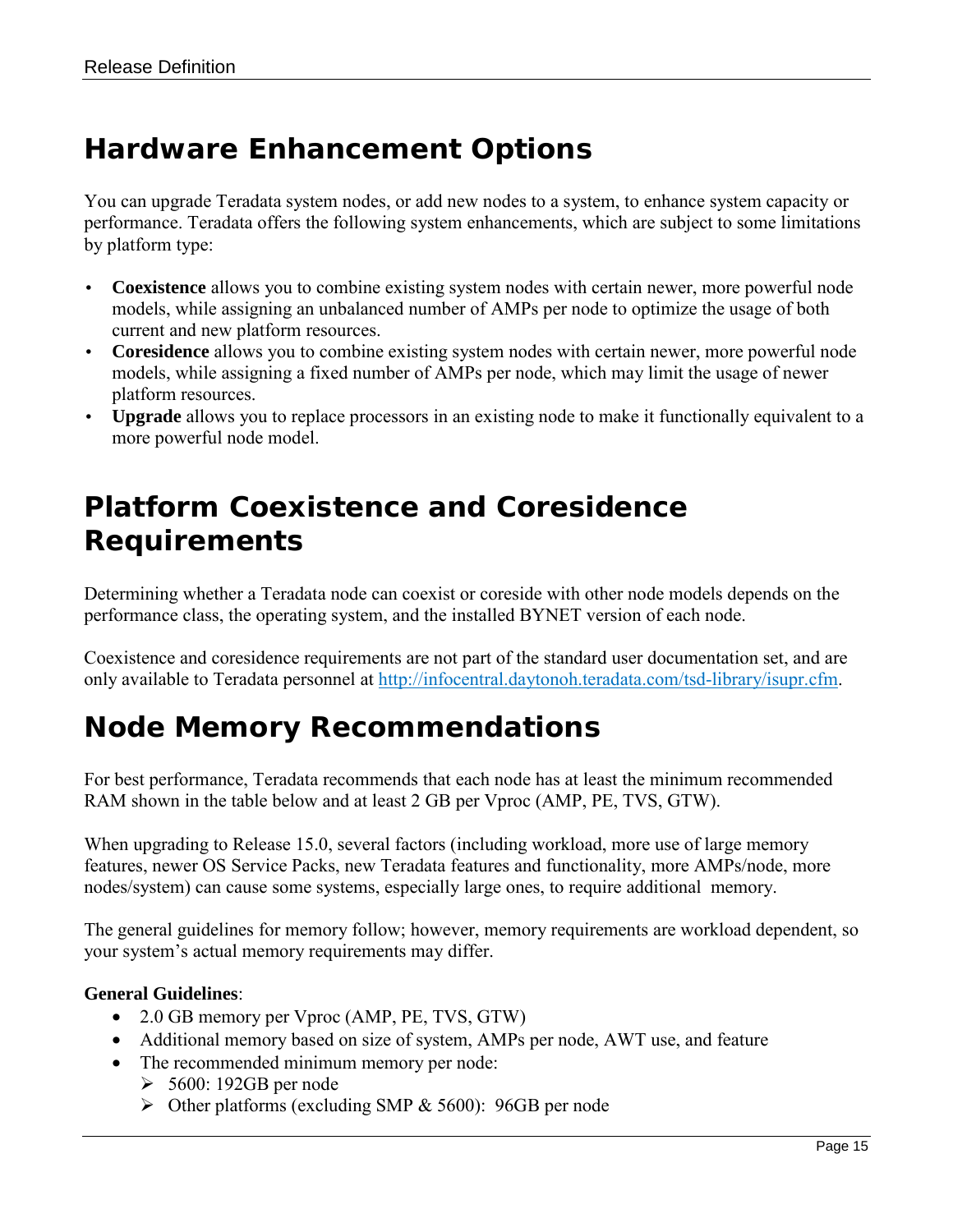# Hardware Enhancement Options

You can upgrade Teradata system nodes, or add new nodes to a system, to enhance system capacity or performance. Teradata offers the following system enhancements, which are subject to some limitations by platform type:

- **Coexistence** allows you to combine existing system nodes with certain newer, more powerful node models, while assigning an unbalanced number of AMPs per node to optimize the usage of both current and new platform resources.
- **Coresidence** allows you to combine existing system nodes with certain newer, more powerful node models, while assigning a fixed number of AMPs per node, which may limit the usage of newer platform resources.
- **Upgrade** allows you to replace processors in an existing node to make it functionally equivalent to a more powerful node model.

# Platform Coexistence and Coresidence Requirements

Determining whether a Teradata node can coexist or coreside with other node models depends on the performance class, the operating system, and the installed BYNET version of each node.

Coexistence and coresidence requirements are not part of the standard user documentation set, and are only available to Teradata personnel at [http://infocentral.daytonoh.teradata.com/tsd-library/isupr.cfm](http://infocentral.daytonoh.teradata.com/tsd-library/isupr.cfm).

# Node Memory Recommendations

For best performance, Teradata recommends that each node has at least the minimum recommended RAM shown in the table below and at least 2 GB per Vproc (AMP, PE, TVS, GTW).

When upgrading to Release 15.0, several factors (including workload, more use of large memory features, newer OS Service Packs, new Teradata features and functionality, more AMPs/node, more nodes/system) can cause some systems, especially large ones, to require additional memory.

The general guidelines for memory follow; however, memory requirements are workload dependent, so your system's actual memory requirements may differ.

**General Guidelines**:

- 2.0 GB memory per Vproc (AMP, PE, TVS, GTW)
- Additional memory based on size of system, AMPs per node, AWT use, and feature
- The recommended minimum memory per node:
  - 5600: 192GB per node
  - Other platforms (excluding SMP & 5600): 96GB per node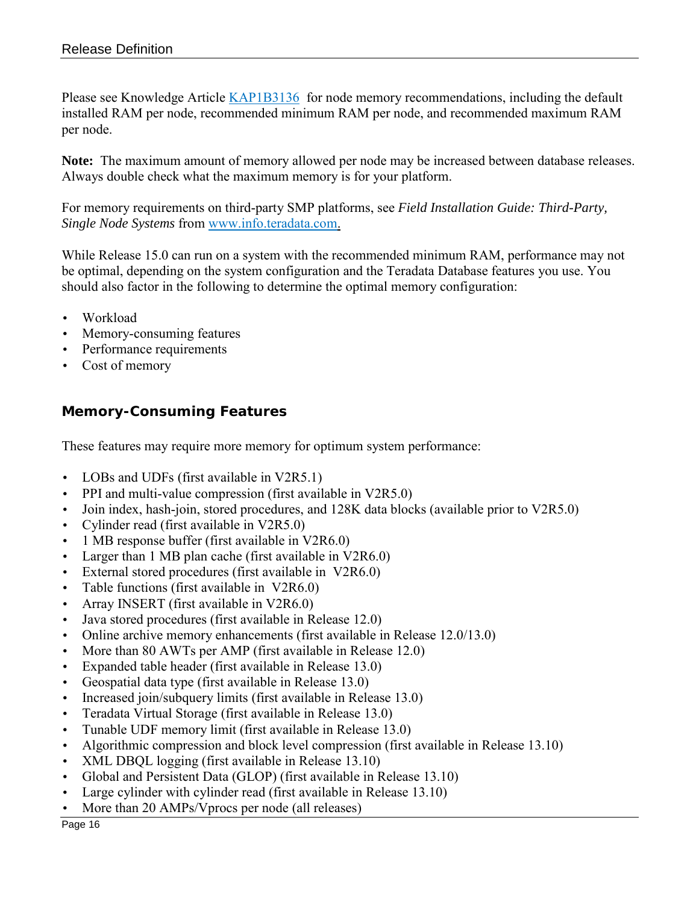Please see Knowledge Article [KAP1B3136](KAP1B3136) for node memory recommendations, including the default installed RAM per node, recommended minimum RAM per node, and recommended maximum RAM per node.

**Note:** The maximum amount of memory allowed per node may be increased between database releases. Always double check what the maximum memory is for your platform.

For memory requirements on third-party SMP platforms, see *Field Installation Guide: Third-Party, Single Node Systems* from [www.info.teradata.com](http://www.info.teradata.com).

While Release 15.0 can run on a system with the recommended minimum RAM, performance may not be optimal, depending on the system configuration and the Teradata Database features you use. You should also factor in the following to determine the optimal memory configuration:

- Workload
- Memory-consuming features
- Performance requirements
- Cost of memory

### Memory-Consuming Features

These features may require more memory for optimum system performance:

- LOBs and UDFs (first available in V2R5.1)
- PPI and multi-value compression (first available in V2R5.0)
- Join index, hash-join, stored procedures, and 128K data blocks (available prior to V2R5.0)
- Cylinder read (first available in V2R5.0)
- 1 MB response buffer (first available in V2R6.0)
- Larger than 1 MB plan cache (first available in V2R6.0)
- External stored procedures (first available in V2R6.0)
- Table functions (first available in V2R6.0)
- Array INSERT (first available in V2R6.0)
- Java stored procedures (first available in Release 12.0)
- Online archive memory enhancements (first available in Release 12.0/13.0)
- More than 80 AWTs per AMP (first available in Release 12.0)
- Expanded table header (first available in Release 13.0)
- Geospatial data type (first available in Release 13.0)
- Increased join/subquery limits (first available in Release 13.0)
- Teradata Virtual Storage (first available in Release 13.0)
- Tunable UDF memory limit (first available in Release 13.0)
- Algorithmic compression and block level compression (first available in Release 13.10)
- XML DBQL logging (first available in Release 13.10)
- Global and Persistent Data (GLOP) (first available in Release 13.10)
- Large cylinder with cylinder read (first available in Release 13.10)
- More than 20 AMPs/Vprocs per node (all releases)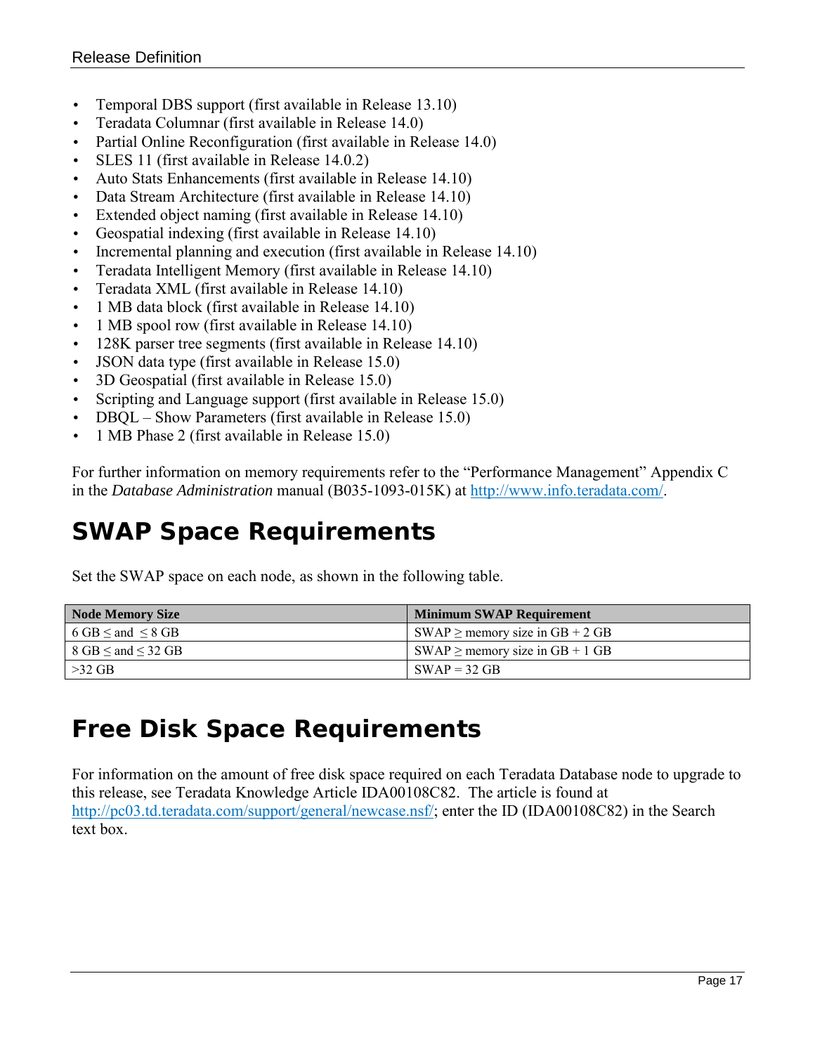- Temporal DBS support (first available in Release 13.10)
- Teradata Columnar (first available in Release 14.0)
- Partial Online Reconfiguration (first available in Release 14.0)
- SLES 11 (first available in Release 14.0.2)
- Auto Stats Enhancements (first available in Release 14.10)
- Data Stream Architecture (first available in Release 14.10)
- Extended object naming (first available in Release 14.10)
- Geospatial indexing (first available in Release 14.10)
- Incremental planning and execution (first available in Release 14.10)
- Teradata Intelligent Memory (first available in Release 14.10)
- Teradata XML (first available in Release 14.10)
- 1 MB data block (first available in Release 14.10)
- 1 MB spool row (first available in Release 14.10)
- 128K parser tree segments (first available in Release 14.10)
- JSON data type (first available in Release 15.0)
- 3D Geospatial (first available in Release 15.0)
- Scripting and Language support (first available in Release 15.0)
- DBQL – Show Parameters (first available in Release 15.0)
- 1 MB Phase 2 (first available in Release 15.0)

For further information on memory requirements refer to the "Performance Management" Appendix C in the *Database Administration* manual (B035-1093-015K) at http://www.info.teradata.com/.

# SWAP Space Requirements

Set the SWAP space on each node, as shown in the following table.

| Node Memory Size | Minimum SWAP Requirement |
|---|---|
| 6 GB ≤ and ≤ 8 GB | SWAP ≥ memory size in GB + 2 GB |
| 8 GB ≤ and ≤ 32 GB | SWAP ≥ memory size in GB + 1 GB |
| >32 GB | SWAP = 32 GB |

# Free Disk Space Requirements

For information on the amount of free disk space required on each Teradata Database node to upgrade to this release, see Teradata Knowledge Article IDA00108C82. The article is found at http://pc03.td.teradata.com/support/general/newcase.nsf/; enter the ID (IDA00108C82) in the Search text box.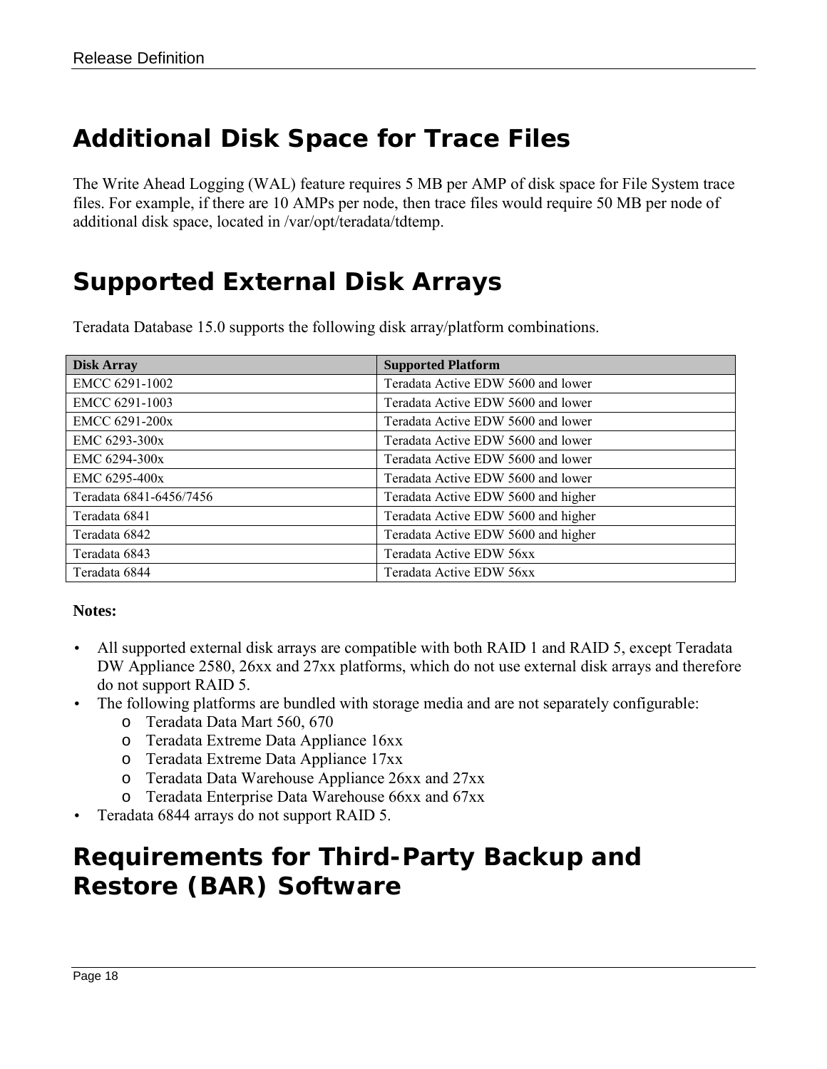# Additional Disk Space for Trace Files

The Write Ahead Logging (WAL) feature requires 5 MB per AMP of disk space for File System trace files. For example, if there are 10 AMPs per node, then trace files would require 50 MB per node of additional disk space, located in /var/opt/teradata/tdtemp.

# Supported External Disk Arrays

Teradata Database 15.0 supports the following disk array/platform combinations.

| Disk Array | Supported Platform |
| --- | --- |
| EMCC 6291-1002 | Teradata Active EDW 5600 and lower |
| EMCC 6291-1003 | Teradata Active EDW 5600 and lower |
| EMCC 6291-200x | Teradata Active EDW 5600 and lower |
| EMC 6293-300x | Teradata Active EDW 5600 and lower |
| EMC 6294-300x | Teradata Active EDW 5600 and lower |
| EMC 6295-400x | Teradata Active EDW 5600 and lower |
| Teradata 6841-6456/7456 | Teradata Active EDW 5600 and higher |
| Teradata 6841 | Teradata Active EDW 5600 and higher |
| Teradata 6842 | Teradata Active EDW 5600 and higher |
| Teradata 6843 | Teradata Active EDW 56xx |
| Teradata 6844 | Teradata Active EDW 56xx |

**Notes:**

- All supported external disk arrays are compatible with both RAID 1 and RAID 5, except Teradata DW Appliance 2580, 26xx and 27xx platforms, which do not use external disk arrays and therefore do not support RAID 5.
- The following platforms are bundled with storage media and are not separately configurable:
  - Teradata Data Mart 560, 670
  - Teradata Extreme Data Appliance 16xx
  - Teradata Extreme Data Appliance 17xx
  - Teradata Data Warehouse Appliance 26xx and 27xx
  - Teradata Enterprise Data Warehouse 66xx and 67xx
- Teradata 6844 arrays do not support RAID 5.

# Requirements for Third-Party Backup and Restore (BAR) Software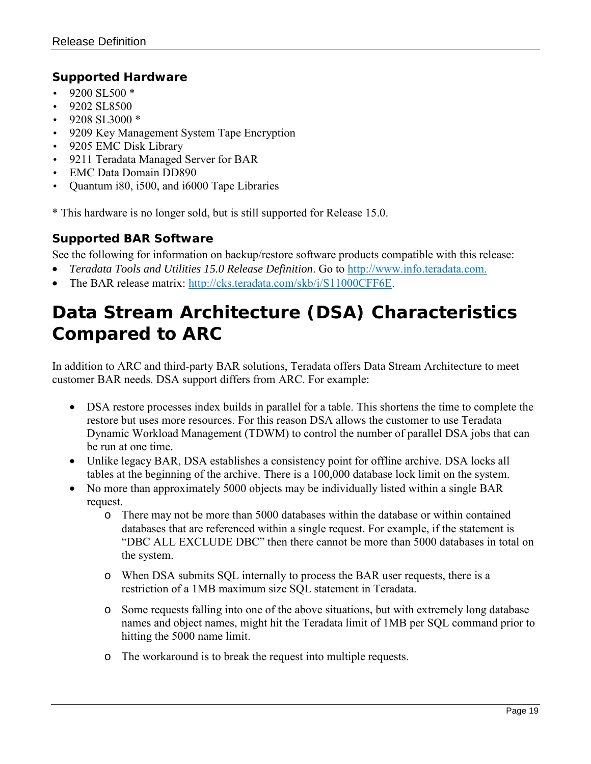### Supported Hardware

- 9200 SL500 *
- 9202 SL8500
- 9208 SL3000 *
- 9209 Key Management System Tape Encryption
- 9205 EMC Disk Library
- 9211 Teradata Managed Server for BAR
- EMC Data Domain DD890
- Quantum i80, i500, and i6000 Tape Libraries

* This hardware is no longer sold, but is still supported for Release 15.0.

### Supported BAR Software

See the following for information on backup/restore software products compatible with this release:

- *Teradata Tools and Utilities 15.0 Release Definition*. Go to http://www.info.teradata.com.
- The BAR release matrix: http://cks.teradata.com/skb/i/S11000CFF6E.

# Data Stream Architecture (DSA) Characteristics Compared to ARC

In addition to ARC and third-party BAR solutions, Teradata offers Data Stream Architecture to meet customer BAR needs. DSA support differs from ARC. For example:

- DSA restore processes index builds in parallel for a table. This shortens the time to complete the restore but uses more resources. For this reason DSA allows the customer to use Teradata Dynamic Workload Management (TDWM) to control the number of parallel DSA jobs that can be run at one time.
- Unlike legacy BAR, DSA establishes a consistency point for offline archive. DSA locks all tables at the beginning of the archive. There is a 100,000 database lock limit on the system.
- No more than approximately 5000 objects may be individually listed within a single BAR request.
    - There may not be more than 5000 databases within the database or within contained databases that are referenced within a single request. For example, if the statement is “DBC ALL EXCLUDE DBC” then there cannot be more than 5000 databases in total on the system.
    - When DSA submits SQL internally to process the BAR user requests, there is a restriction of a 1MB maximum size SQL statement in Teradata.
    - Some requests falling into one of the above situations, but with extremely long database names and object names, might hit the Teradata limit of 1MB per SQL command prior to hitting the 5000 name limit.
    - The workaround is to break the request into multiple requests.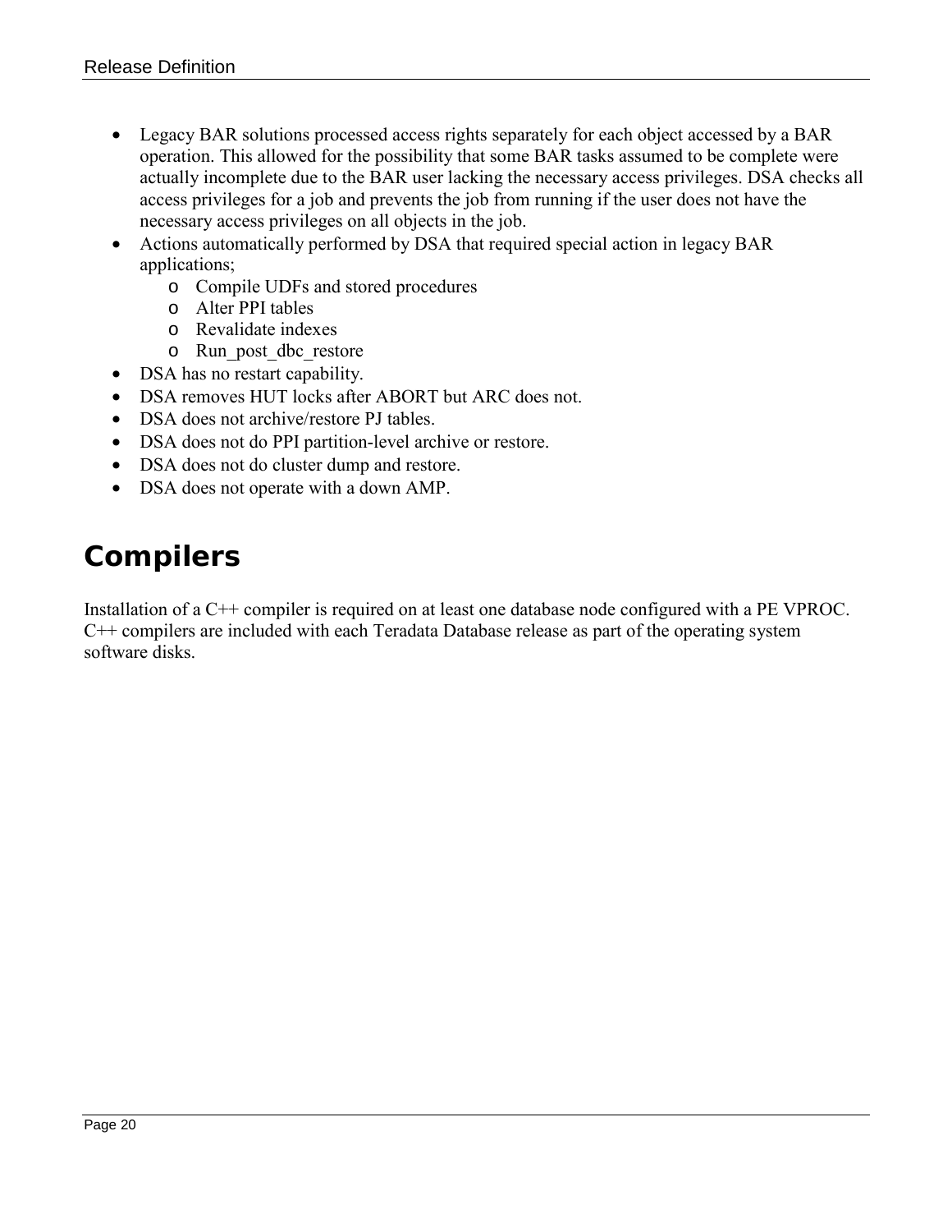- Legacy BAR solutions processed access rights separately for each object accessed by a BAR operation. This allowed for the possibility that some BAR tasks assumed to be complete were actually incomplete due to the BAR user lacking the necessary access privileges. DSA checks all access privileges for a job and prevents the job from running if the user does not have the necessary access privileges on all objects in the job.
- Actions automatically performed by DSA that required special action in legacy BAR applications;
  - Compile UDFs and stored procedures
  - Alter PPI tables
  - Revalidate indexes
  - Run_post_dbc_restore
- DSA has no restart capability.
- DSA removes HUT locks after ABORT but ARC does not.
- DSA does not archive/restore PJ tables.
- DSA does not do PPI partition-level archive or restore.
- DSA does not do cluster dump and restore.
- DSA does not operate with a down AMP.

# Compilers

Installation of a C++ compiler is required on at least one database node configured with a PE VPROC. C++ compilers are included with each Teradata Database release as part of the operating system software disks.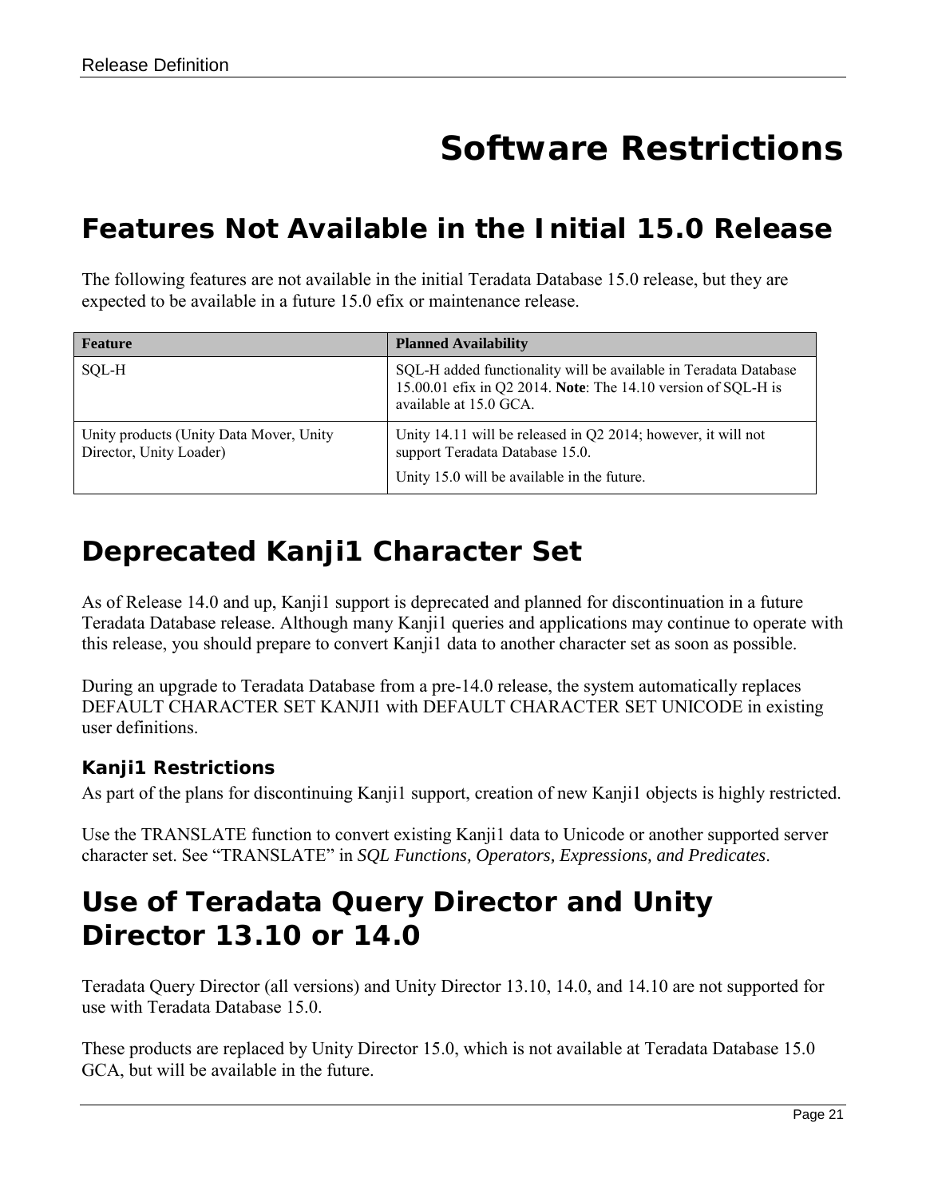# Software Restrictions

## Features Not Available in the Initial 15.0 Release

The following features are not available in the initial Teradata Database 15.0 release, but they are expected to be available in a future 15.0 efix or maintenance release.

| Feature | Planned Availability |
|---|---|
| SQL-H | SQL-H added functionality will be available in Teradata Database 15.00.01 efix in Q2 2014. **Note**: The 14.10 version of SQL-H is available at 15.0 GCA. |
| Unity products (Unity Data Mover, Unity Director, Unity Loader) | Unity 14.11 will be released in Q2 2014; however, it will not support Teradata Database 15.0.<br>Unity 15.0 will be available in the future. |

## Deprecated Kanji1 Character Set

As of Release 14.0 and up, Kanji1 support is deprecated and planned for discontinuation in a future Teradata Database release. Although many Kanji1 queries and applications may continue to operate with this release, you should prepare to convert Kanji1 data to another character set as soon as possible.

During an upgrade to Teradata Database from a pre-14.0 release, the system automatically replaces DEFAULT CHARACTER SET KANJI1 with DEFAULT CHARACTER SET UNICODE in existing user definitions.

### Kanji1 Restrictions

As part of the plans for discontinuing Kanji1 support, creation of new Kanji1 objects is highly restricted.

Use the TRANSLATE function to convert existing Kanji1 data to Unicode or another supported server character set. See "TRANSLATE" in *SQL Functions, Operators, Expressions, and Predicates*.

## Use of Teradata Query Director and Unity Director 13.10 or 14.0

Teradata Query Director (all versions) and Unity Director 13.10, 14.0, and 14.10 are not supported for use with Teradata Database 15.0.

These products are replaced by Unity Director 15.0, which is not available at Teradata Database 15.0 GCA, but will be available in the future.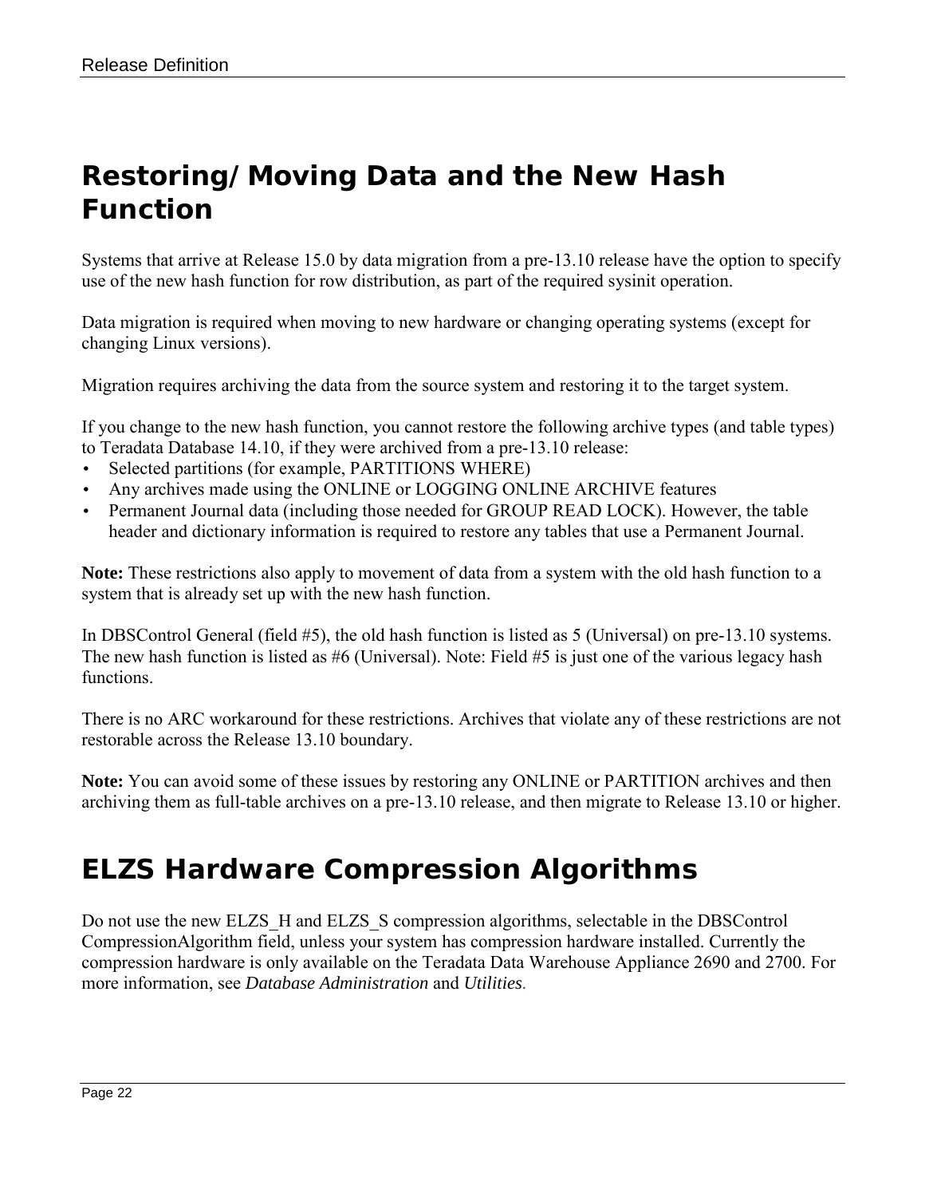## Restoring/Moving Data and the New Hash Function

Systems that arrive at Release 15.0 by data migration from a pre-13.10 release have the option to specify use of the new hash function for row distribution, as part of the required sysinit operation.

Data migration is required when moving to new hardware or changing operating systems (except for changing Linux versions).

Migration requires archiving the data from the source system and restoring it to the target system.

If you change to the new hash function, you cannot restore the following archive types (and table types) to Teradata Database 14.10, if they were archived from a pre-13.10 release:

- Selected partitions (for example, PARTITIONS WHERE)
- Any archives made using the ONLINE or LOGGING ONLINE ARCHIVE features
- Permanent Journal data (including those needed for GROUP READ LOCK). However, the table header and dictionary information is required to restore any tables that use a Permanent Journal.

**Note:** These restrictions also apply to movement of data from a system with the old hash function to a system that is already set up with the new hash function.

In DBSControl General (field #5), the old hash function is listed as 5 (Universal) on pre-13.10 systems. The new hash function is listed as #6 (Universal). Note: Field #5 is just one of the various legacy hash functions.

There is no ARC workaround for these restrictions. Archives that violate any of these restrictions are not restorable across the Release 13.10 boundary.

**Note:** You can avoid some of these issues by restoring any ONLINE or PARTITION archives and then archiving them as full-table archives on a pre-13.10 release, and then migrate to Release 13.10 or higher.

## ELZS Hardware Compression Algorithms

Do not use the new ELZS_H and ELZS_S compression algorithms, selectable in the DBSControl CompressionAlgorithm field, unless your system has compression hardware installed. Currently the compression hardware is only available on the Teradata Data Warehouse Appliance 2690 and 2700. For more information, see *Database Administration* and *Utilities*.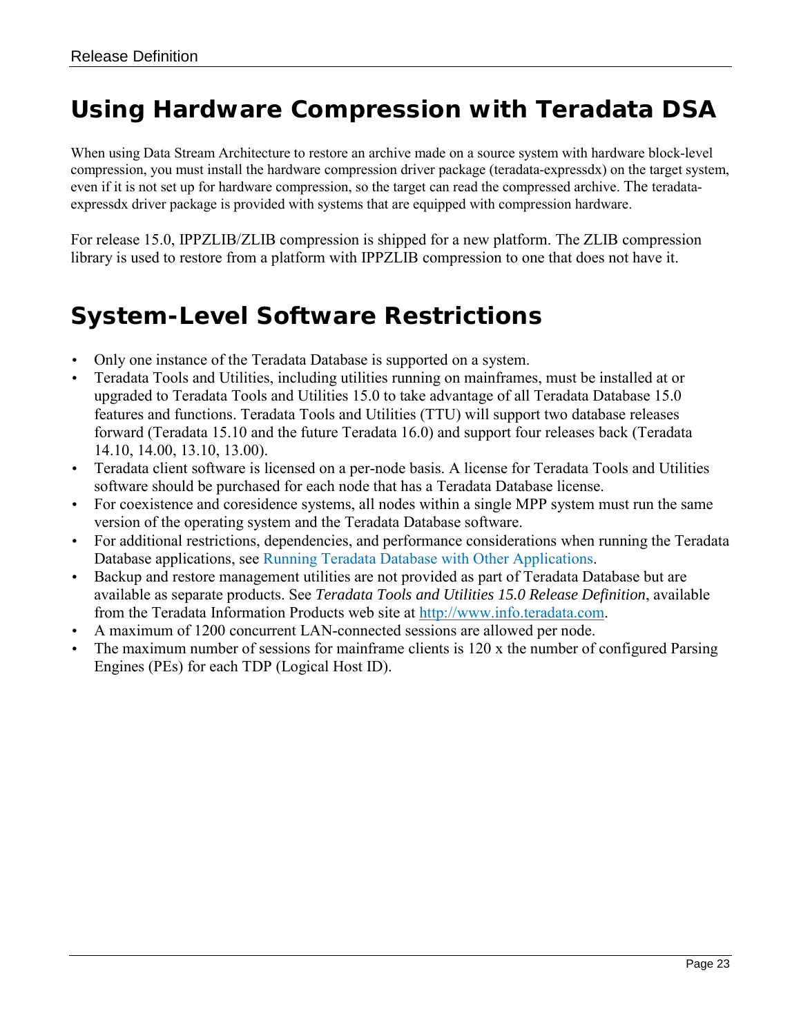## Using Hardware Compression with Teradata DSA

When using Data Stream Architecture to restore an archive made on a source system with hardware block-level compression, you must install the hardware compression driver package (teradata-expressdx) on the target system, even if it is not set up for hardware compression, so the target can read the compressed archive. The teradata-expressdx driver package is provided with systems that are equipped with compression hardware.

For release 15.0, IPPZLIB/ZLIB compression is shipped for a new platform. The ZLIB compression library is used to restore from a platform with IPPZLIB compression to one that does not have it.

## System-Level Software Restrictions

- Only one instance of the Teradata Database is supported on a system.
- Teradata Tools and Utilities, including utilities running on mainframes, must be installed at or upgraded to Teradata Tools and Utilities 15.0 to take advantage of all Teradata Database 15.0 features and functions. Teradata Tools and Utilities (TTU) will support two database releases forward (Teradata 15.10 and the future Teradata 16.0) and support four releases back (Teradata 14.10, 14.00, 13.10, 13.00).
- Teradata client software is licensed on a per-node basis. A license for Teradata Tools and Utilities software should be purchased for each node that has a Teradata Database license.
- For coexistence and coresidence systems, all nodes within a single MPP system must run the same version of the operating system and the Teradata Database software.
- For additional restrictions, dependencies, and performance considerations when running the Teradata Database applications, see Running Teradata Database with Other Applications.
- Backup and restore management utilities are not provided as part of Teradata Database but are available as separate products. See *Teradata Tools and Utilities 15.0 Release Definition*, available from the Teradata Information Products web site at http://www.info.teradata.com.
- A maximum of 1200 concurrent LAN-connected sessions are allowed per node.
- The maximum number of sessions for mainframe clients is 120 x the number of configured Parsing Engines (PEs) for each TDP (Logical Host ID).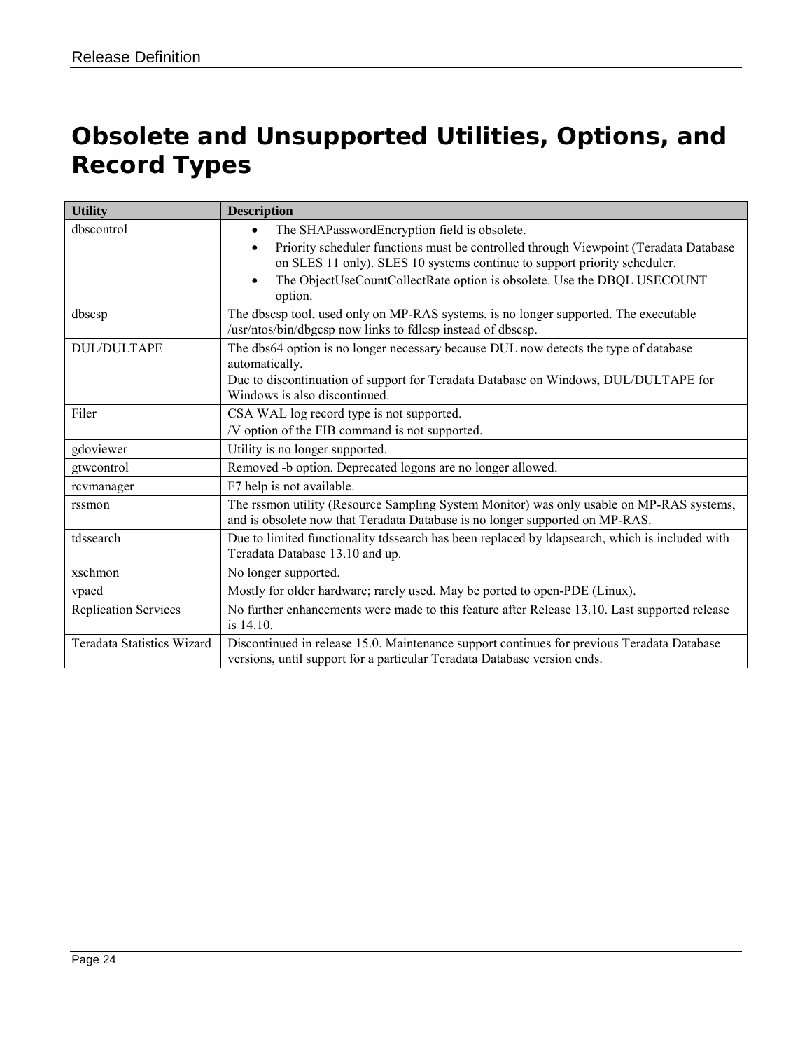# Obsolete and Unsupported Utilities, Options, and Record Types

| Utility | Description |
|---|---|
| dbscontrol | • The SHAPasswordEncryption field is obsolete.<br>• Priority scheduler functions must be controlled through Viewpoint (Teradata Database on SLES 11 only). SLES 10 systems continue to support priority scheduler.<br>• The ObjectUseCountCollectRate option is obsolete. Use the DBQL USECOUNT option. |
| dbscsp | The dbscsp tool, used only on MP-RAS systems, is no longer supported. The executable /usr/ntos/bin/dbgcsp now links to fdlcsp instead of dbscsp. |
| DUL/DULTAPE | The dbs64 option is no longer necessary because DUL now detects the type of database automatically.<br>Due to discontinuation of support for Teradata Database on Windows, DUL/DULTAPE for Windows is also discontinued. |
| Filer | CSA WAL log record type is not supported.<br>/V option of the FIB command is not supported. |
| gdoviewer | Utility is no longer supported. |
| gtwcontrol | Removed -b option. Deprecated logons are no longer allowed. |
| rcvmanager | F7 help is not available. |
| rssmon | The rssmon utility (Resource Sampling System Monitor) was only usable on MP-RAS systems, and is obsolete now that Teradata Database is no longer supported on MP-RAS. |
| tdssearch | Due to limited functionality tdssearch has been replaced by ldapsearch, which is included with Teradata Database 13.10 and up. |
| xschmon | No longer supported. |
| vpacd | Mostly for older hardware; rarely used. May be ported to open-PDE (Linux). |
| Replication Services | No further enhancements were made to this feature after Release 13.10. Last supported release is 14.10. |
| Teradata Statistics Wizard | Discontinued in release 15.0. Maintenance support continues for previous Teradata Database versions, until support for a particular Teradata Database version ends. |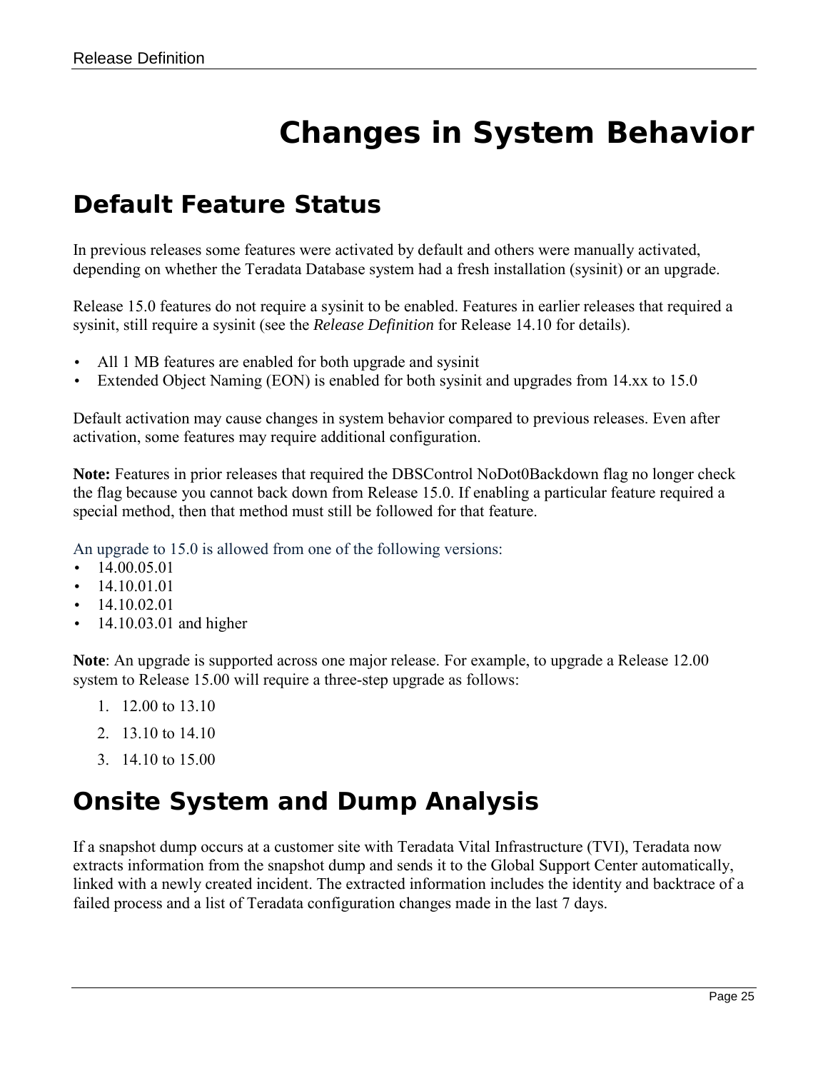# Changes in System Behavior

## Default Feature Status

In previous releases some features were activated by default and others were manually activated, depending on whether the Teradata Database system had a fresh installation (sysinit) or an upgrade.

Release 15.0 features do not require a sysinit to be enabled. Features in earlier releases that required a sysinit, still require a sysinit (see the *Release Definition* for Release 14.10 for details).

- All 1 MB features are enabled for both upgrade and sysinit
- Extended Object Naming (EON) is enabled for both sysinit and upgrades from 14.xx to 15.0

Default activation may cause changes in system behavior compared to previous releases. Even after activation, some features may require additional configuration.

**Note:** Features in prior releases that required the DBSControl NoDot0Backdown flag no longer check the flag because you cannot back down from Release 15.0. If enabling a particular feature required a special method, then that method must still be followed for that feature.

An upgrade to 15.0 is allowed from one of the following versions:

- 14.00.05.01
- 14.10.01.01
- 14.10.02.01
- 14.10.03.01 and higher

**Note**: An upgrade is supported across one major release. For example, to upgrade a Release 12.00 system to Release 15.00 will require a three-step upgrade as follows:

1. 12.00 to 13.10
2. 13.10 to 14.10
3. 14.10 to 15.00

## Onsite System and Dump Analysis

If a snapshot dump occurs at a customer site with Teradata Vital Infrastructure (TVI), Teradata now extracts information from the snapshot dump and sends it to the Global Support Center automatically, linked with a newly created incident. The extracted information includes the identity and backtrace of a failed process and a list of Teradata configuration changes made in the last 7 days.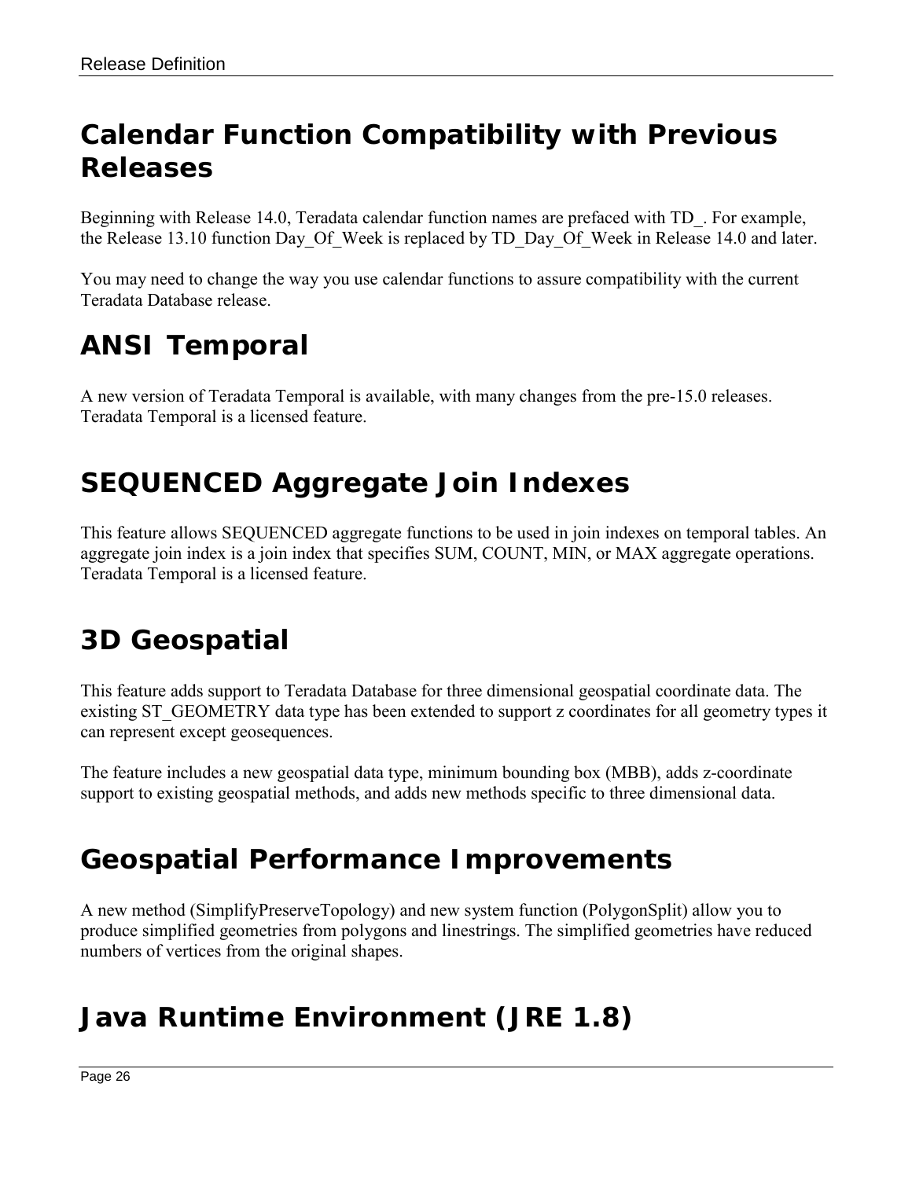## Calendar Function Compatibility with Previous Releases

Beginning with Release 14.0, Teradata calendar function names are prefaced with TD_. For example, the Release 13.10 function Day_Of_Week is replaced by TD_Day_Of_Week in Release 14.0 and later.

You may need to change the way you use calendar functions to assure compatibility with the current Teradata Database release.

## ANSI Temporal

A new version of Teradata Temporal is available, with many changes from the pre-15.0 releases. Teradata Temporal is a licensed feature.

## SEQUENCED Aggregate Join Indexes

This feature allows SEQUENCED aggregate functions to be used in join indexes on temporal tables. An aggregate join index is a join index that specifies SUM, COUNT, MIN, or MAX aggregate operations. Teradata Temporal is a licensed feature.

## 3D Geospatial

This feature adds support to Teradata Database for three dimensional geospatial coordinate data. The existing ST_GEOMETRY data type has been extended to support z coordinates for all geometry types it can represent except geosequences.

The feature includes a new geospatial data type, minimum bounding box (MBB), adds z-coordinate support to existing geospatial methods, and adds new methods specific to three dimensional data.

## Geospatial Performance Improvements

A new method (SimplifyPreserveTopology) and new system function (PolygonSplit) allow you to produce simplified geometries from polygons and linestrings. The simplified geometries have reduced numbers of vertices from the original shapes.

## Java Runtime Environment (JRE 1.8)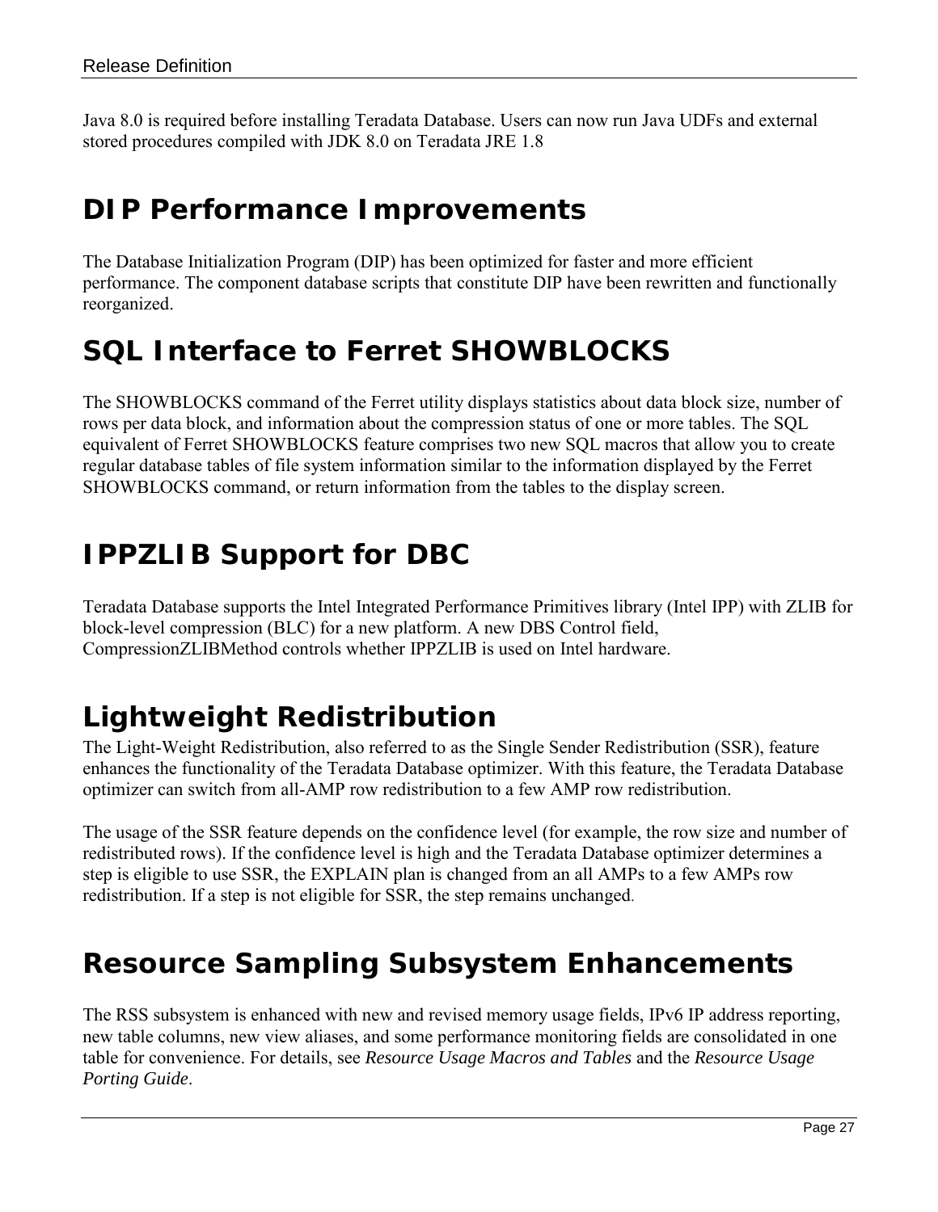Java 8.0 is required before installing Teradata Database. Users can now run Java UDFs and external stored procedures compiled with JDK 8.0 on Teradata JRE 1.8

# DIP Performance Improvements

The Database Initialization Program (DIP) has been optimized for faster and more efficient performance. The component database scripts that constitute DIP have been rewritten and functionally reorganized.

# SQL Interface to Ferret SHOWBLOCKS

The SHOWBLOCKS command of the Ferret utility displays statistics about data block size, number of rows per data block, and information about the compression status of one or more tables. The SQL equivalent of Ferret SHOWBLOCKS feature comprises two new SQL macros that allow you to create regular database tables of file system information similar to the information displayed by the Ferret SHOWBLOCKS command, or return information from the tables to the display screen.

# IPPZLIB Support for DBC

Teradata Database supports the Intel Integrated Performance Primitives library (Intel IPP) with ZLIB for block-level compression (BLC) for a new platform. A new DBS Control field, CompressionZLIBMethod controls whether IPPZLIB is used on Intel hardware.

# Lightweight Redistribution

The Light-Weight Redistribution, also referred to as the Single Sender Redistribution (SSR), feature enhances the functionality of the Teradata Database optimizer. With this feature, the Teradata Database optimizer can switch from all-AMP row redistribution to a few AMP row redistribution.

The usage of the SSR feature depends on the confidence level (for example, the row size and number of redistributed rows). If the confidence level is high and the Teradata Database optimizer determines a step is eligible to use SSR, the EXPLAIN plan is changed from an all AMPs to a few AMPs row redistribution. If a step is not eligible for SSR, the step remains unchanged.

# Resource Sampling Subsystem Enhancements

The RSS subsystem is enhanced with new and revised memory usage fields, IPv6 IP address reporting, new table columns, new view aliases, and some performance monitoring fields are consolidated in one table for convenience. For details, see *Resource Usage Macros and Tables* and the *Resource Usage Porting Guide*.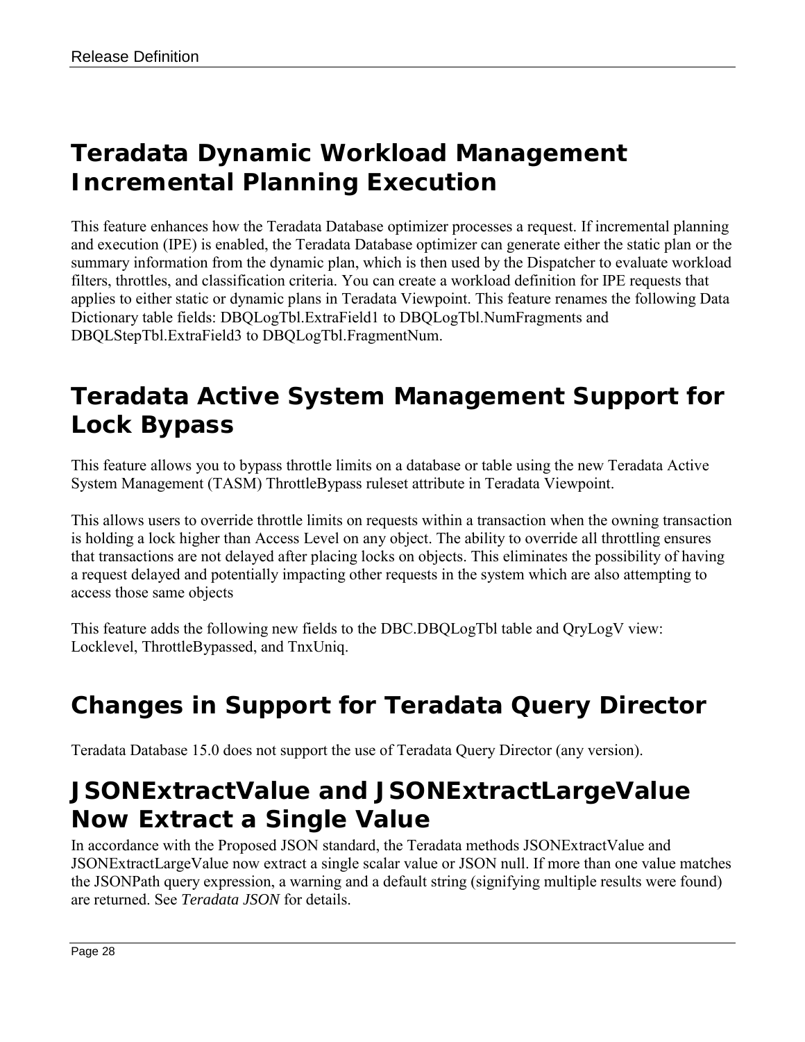## Teradata Dynamic Workload Management Incremental Planning Execution

This feature enhances how the Teradata Database optimizer processes a request. If incremental planning and execution (IPE) is enabled, the Teradata Database optimizer can generate either the static plan or the summary information from the dynamic plan, which is then used by the Dispatcher to evaluate workload filters, throttles, and classification criteria. You can create a workload definition for IPE requests that applies to either static or dynamic plans in Teradata Viewpoint. This feature renames the following Data Dictionary table fields: DBQLogTbl.ExtraField1 to DBQLogTbl.NumFragments and DBQLStepTbl.ExtraField3 to DBQLogTbl.FragmentNum.

## Teradata Active System Management Support for Lock Bypass

This feature allows you to bypass throttle limits on a database or table using the new Teradata Active System Management (TASM) ThrottleBypass ruleset attribute in Teradata Viewpoint.

This allows users to override throttle limits on requests within a transaction when the owning transaction is holding a lock higher than Access Level on any object. The ability to override all throttling ensures that transactions are not delayed after placing locks on objects. This eliminates the possibility of having a request delayed and potentially impacting other requests in the system which are also attempting to access those same objects

This feature adds the following new fields to the DBC.DBQLogTbl table and QryLogV view: Locklevel, ThrottleBypassed, and TnxUniq.

## Changes in Support for Teradata Query Director

Teradata Database 15.0 does not support the use of Teradata Query Director (any version).

## JSONExtractValue and JSONExtractLargeValue Now Extract a Single Value

In accordance with the Proposed JSON standard, the Teradata methods JSONExtractValue and JSONExtractLargeValue now extract a single scalar value or JSON null. If more than one value matches the JSONPath query expression, a warning and a default string (signifying multiple results were found) are returned. See *Teradata JSON* for details.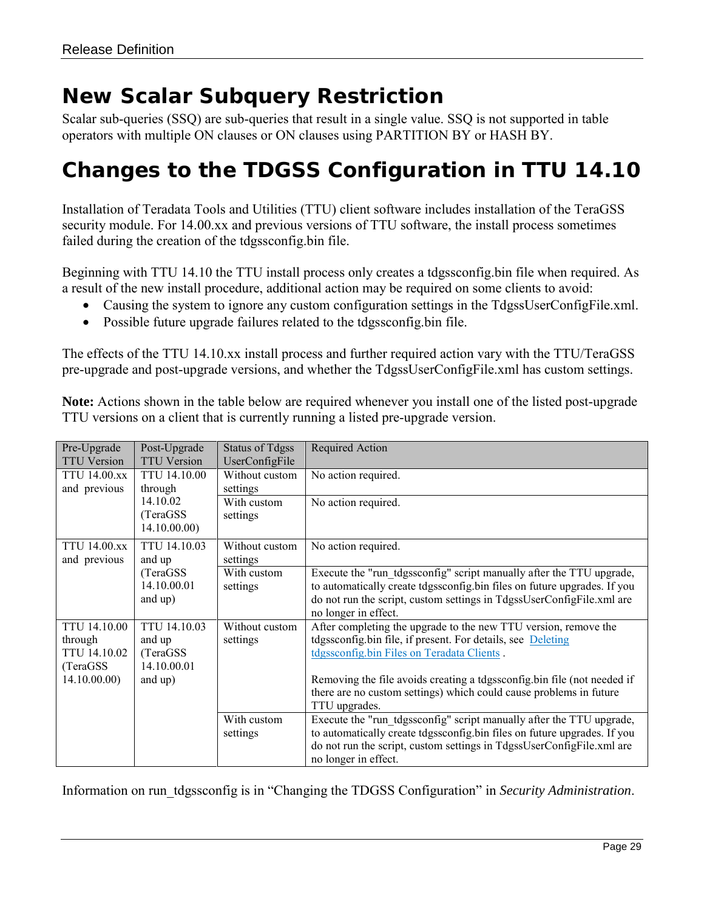# New Scalar Subquery Restriction

Scalar sub-queries (SSQ) are sub-queries that result in a single value. SSQ is not supported in table operators with multiple ON clauses or ON clauses using PARTITION BY or HASH BY.

# Changes to the TDGSS Configuration in TTU 14.10

Installation of Teradata Tools and Utilities (TTU) client software includes installation of the TeraGSS security module. For 14.00.xx and previous versions of TTU software, the install process sometimes failed during the creation of the tdgssconfig.bin file.

Beginning with TTU 14.10 the TTU install process only creates a tdgssconfig.bin file when required. As a result of the new install procedure, additional action may be required on some clients to avoid:

- Causing the system to ignore any custom configuration settings in the TdgssUserConfigFile.xml.
- Possible future upgrade failures related to the tdgssconfig.bin file.

The effects of the TTU 14.10.xx install process and further required action vary with the TTU/TeraGSS pre-upgrade and post-upgrade versions, and whether the TdgssUserConfigFile.xml has custom settings.

**Note:** Actions shown in the table below are required whenever you install one of the listed post-upgrade TTU versions on a client that is currently running a listed pre-upgrade version.

| Pre-Upgrade TTU Version | Post-Upgrade TTU Version | Status of Tdgss UserConfigFile | Required Action |
|---|---|---|---|
| TTU 14.00.xx and previous | TTU 14.10.00 through 14.10.02 (TeraGSS 14.10.00.00) | Without custom settings | No action required. |
| | | With custom settings | No action required. |
| TTU 14.00.xx and previous | TTU 14.10.03 and up (TeraGSS 14.10.00.01 and up) | Without custom settings | No action required. |
| | | With custom settings | Execute the "run_tdgssconfig" script manually after the TTU upgrade, to automatically create tdgssconfig.bin files on future upgrades. If you do not run the script, custom settings in TdgssUserConfigFile.xml are no longer in effect. |
| TTU 14.10.00 through TTU 14.10.02 (TeraGSS 14.10.00.00) | TTU 14.10.03 and up (TeraGSS 14.10.00.01 and up) | Without custom settings | After completing the upgrade to the new TTU version, remove the tdgssconfig.bin file, if present. For details, see Deleting tdgssconfig.bin Files on Teradata Clients . <br><br> Removing the file avoids creating a tdgssconfig.bin file (not needed if there are no custom settings) which could cause problems in future TTU upgrades. |
| | | With custom settings | Execute the "run_tdgssconfig" script manually after the TTU upgrade, to automatically create tdgssconfig.bin files on future upgrades. If you do not run the script, custom settings in TdgssUserConfigFile.xml are no longer in effect. |

Information on run_tdgssconfig is in “Changing the TDGSS Configuration” in *Security Administration*.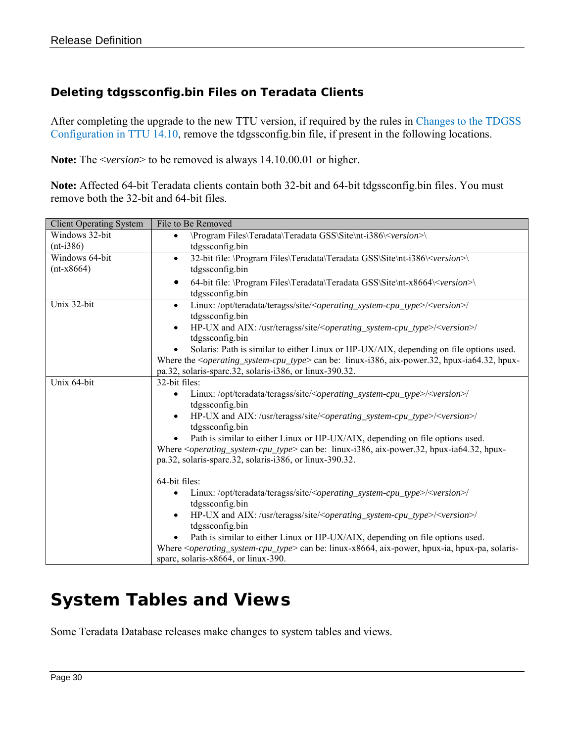### Deleting tdgssconfig.bin Files on Teradata Clients

After completing the upgrade to the new TTU version, if required by the rules in Changes to the TDGSS Configuration in TTU 14.10, remove the tdgssconfig.bin file, if present in the following locations.

**Note:** The <*version*> to be removed is always 14.10.00.01 or higher.

**Note:** Affected 64-bit Teradata clients contain both 32-bit and 64-bit tdgssconfig.bin files. You must remove both the 32-bit and 64-bit files.

| Client Operating System | File to Be Removed |
|---|---|
| Windows 32-bit (nt-i386) | • \Program Files\Teradata\Teradata GSS\Site\nt-i386\<*version*>\tdgssconfig.bin |
| Windows 64-bit (nt-x8664) | • 32-bit file: \Program Files\Teradata\Teradata GSS\Site\nt-i386\<*version*>\tdgssconfig.bin<br>• 64-bit file: \Program Files\Teradata\Teradata GSS\Site\nt-x8664\<*version*>\tdgssconfig.bin |
| Unix 32-bit | • Linux: /opt/teradata/teragss/site/<*operating_system-cpu_type*>/<*version*>/tdgssconfig.bin<br>• HP-UX and AIX: /usr/teragss/site/<*operating_system-cpu_type*>/<*version*>/tdgssconfig.bin<br>• Solaris: Path is similar to either Linux or HP-UX/AIX, depending on file options used.<br>Where the <*operating_system-cpu_type*> can be: linux-i386, aix-power.32, hpux-ia64.32, hpux-pa.32, solaris-sparc.32, solaris-i386, or linux-390.32. |
| Unix 64-bit | 32-bit files:<br>• Linux: /opt/teradata/teragss/site/<*operating_system-cpu_type*>/<*version*>/tdgssconfig.bin<br>• HP-UX and AIX: /usr/teragss/site/<*operating_system-cpu_type*>/<*version*>/tdgssconfig.bin<br>• Path is similar to either Linux or HP-UX/AIX, depending on file options used.<br>Where <*operating_system-cpu_type*> can be: linux-i386, aix-power.32, hpux-ia64.32, hpux-pa.32, solaris-sparc.32, solaris-i386, or linux-390.32.<br><br>64-bit files:<br>• Linux: /opt/teradata/teragss/site/<*operating_system-cpu_type*>/<*version*>/tdgssconfig.bin<br>• HP-UX and AIX: /usr/teragss/site/<*operating_system-cpu_type*>/<*version*>/tdgssconfig.bin<br>• Path is similar to either Linux or HP-UX/AIX, depending on file options used.<br>Where <*operating_system-cpu_type*> can be: linux-x8664, aix-power, hpux-ia, hpux-pa, solaris-sparc, solaris-x8664, or linux-390. |

# System Tables and Views

Some Teradata Database releases make changes to system tables and views.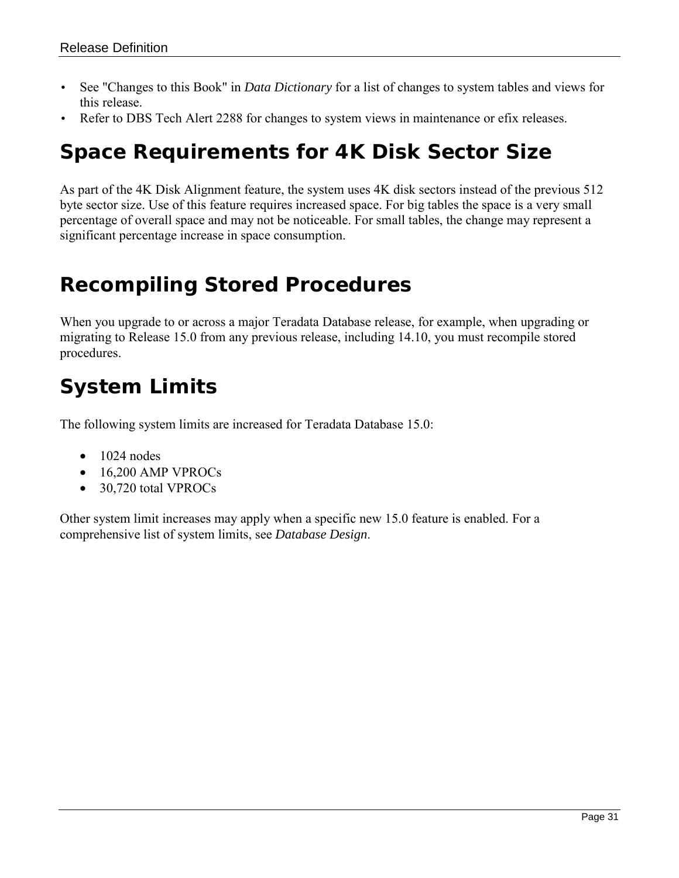- See "Changes to this Book" in *Data Dictionary* for a list of changes to system tables and views for this release.
- Refer to DBS Tech Alert 2288 for changes to system views in maintenance or efix releases.

## Space Requirements for 4K Disk Sector Size

As part of the 4K Disk Alignment feature, the system uses 4K disk sectors instead of the previous 512 byte sector size. Use of this feature requires increased space. For big tables the space is a very small percentage of overall space and may not be noticeable. For small tables, the change may represent a significant percentage increase in space consumption.

## Recompiling Stored Procedures

When you upgrade to or across a major Teradata Database release, for example, when upgrading or migrating to Release 15.0 from any previous release, including 14.10, you must recompile stored procedures.

## System Limits

The following system limits are increased for Teradata Database 15.0:

- 1024 nodes
- 16,200 AMP VPROCs
- 30,720 total VPROCs

Other system limit increases may apply when a specific new 15.0 feature is enabled. For a comprehensive list of system limits, see *Database Design*.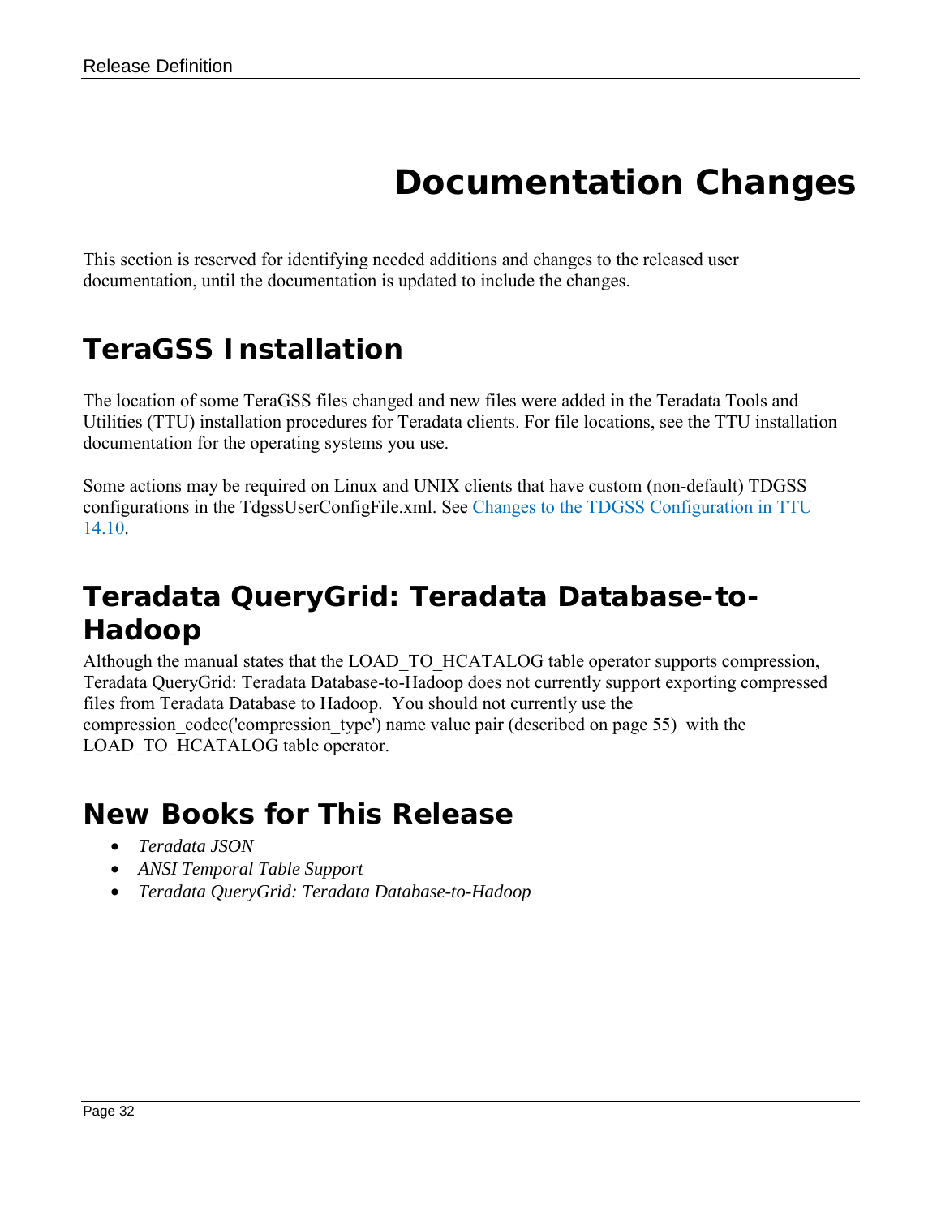# Documentation Changes

This section is reserved for identifying needed additions and changes to the released user documentation, until the documentation is updated to include the changes.

## TeraGSS Installation

The location of some TeraGSS files changed and new files were added in the Teradata Tools and Utilities (TTU) installation procedures for Teradata clients. For file locations, see the TTU installation documentation for the operating systems you use.

Some actions may be required on Linux and UNIX clients that have custom (non-default) TDGSS configurations in the TdgssUserConfigFile.xml. See Changes to the TDGSS Configuration in TTU 14.10.

## Teradata QueryGrid: Teradata Database-to-Hadoop

Although the manual states that the LOAD_TO_HCATALOG table operator supports compression, Teradata QueryGrid: Teradata Database-to-Hadoop does not currently support exporting compressed files from Teradata Database to Hadoop. You should not currently use the compression_codec('compression_type') name value pair (described on page 55) with the LOAD_TO_HCATALOG table operator.

## New Books for This Release

- *Teradata JSON*
- *ANSI Temporal Table Support*
- *Teradata QueryGrid: Teradata Database-to-Hadoop*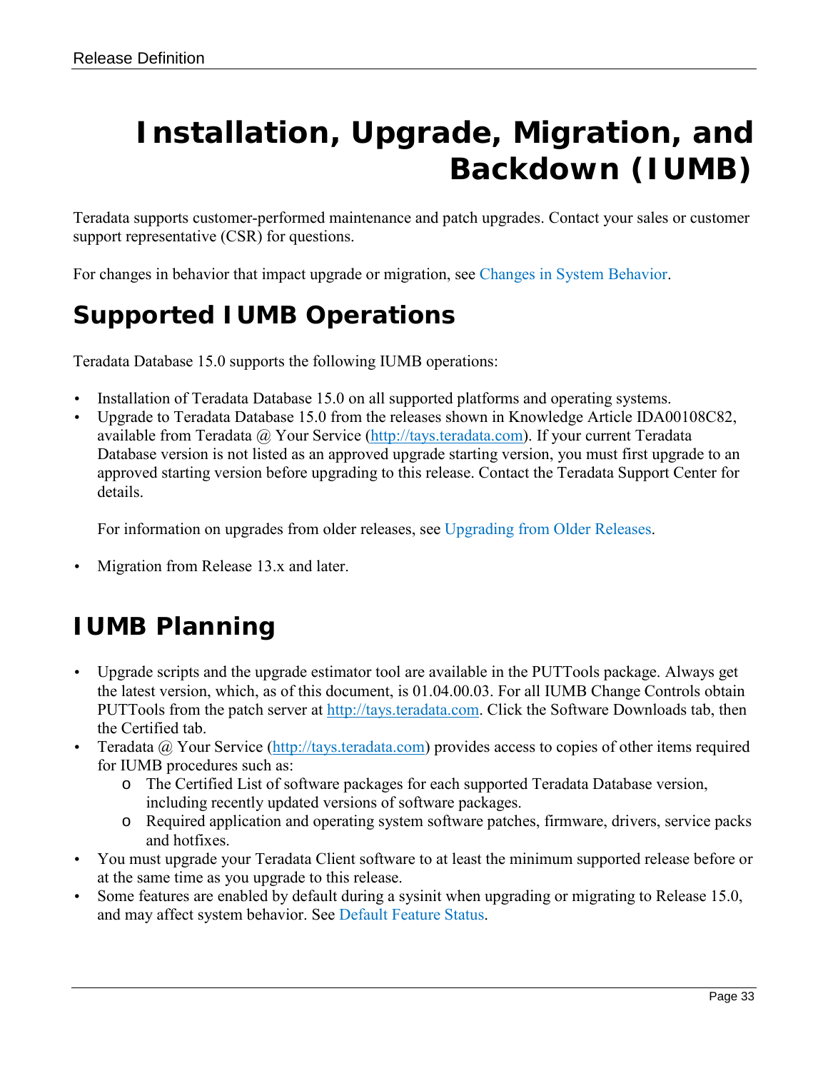# Installation, Upgrade, Migration, and Backdown (IUMB)

Teradata supports customer-performed maintenance and patch upgrades. Contact your sales or customer support representative (CSR) for questions.

For changes in behavior that impact upgrade or migration, see Changes in System Behavior.

## Supported IUMB Operations

Teradata Database 15.0 supports the following IUMB operations:

- Installation of Teradata Database 15.0 on all supported platforms and operating systems.
- Upgrade to Teradata Database 15.0 from the releases shown in Knowledge Article IDA00108C82, available from Teradata @ Your Service (http://tays.teradata.com). If your current Teradata Database version is not listed as an approved upgrade starting version, you must first upgrade to an approved starting version before upgrading to this release. Contact the Teradata Support Center for details.

  For information on upgrades from older releases, see Upgrading from Older Releases.

- Migration from Release 13.x and later.

## IUMB Planning

- Upgrade scripts and the upgrade estimator tool are available in the PUTTools package. Always get the latest version, which, as of this document, is 01.04.00.03. For all IUMB Change Controls obtain PUTTools from the patch server at http://tays.teradata.com. Click the Software Downloads tab, then the Certified tab.
- Teradata @ Your Service (http://tays.teradata.com) provides access to copies of other items required for IUMB procedures such as:
  - The Certified List of software packages for each supported Teradata Database version, including recently updated versions of software packages.
  - Required application and operating system software patches, firmware, drivers, service packs and hotfixes.
- You must upgrade your Teradata Client software to at least the minimum supported release before or at the same time as you upgrade to this release.
- Some features are enabled by default during a sysinit when upgrading or migrating to Release 15.0, and may affect system behavior. See Default Feature Status.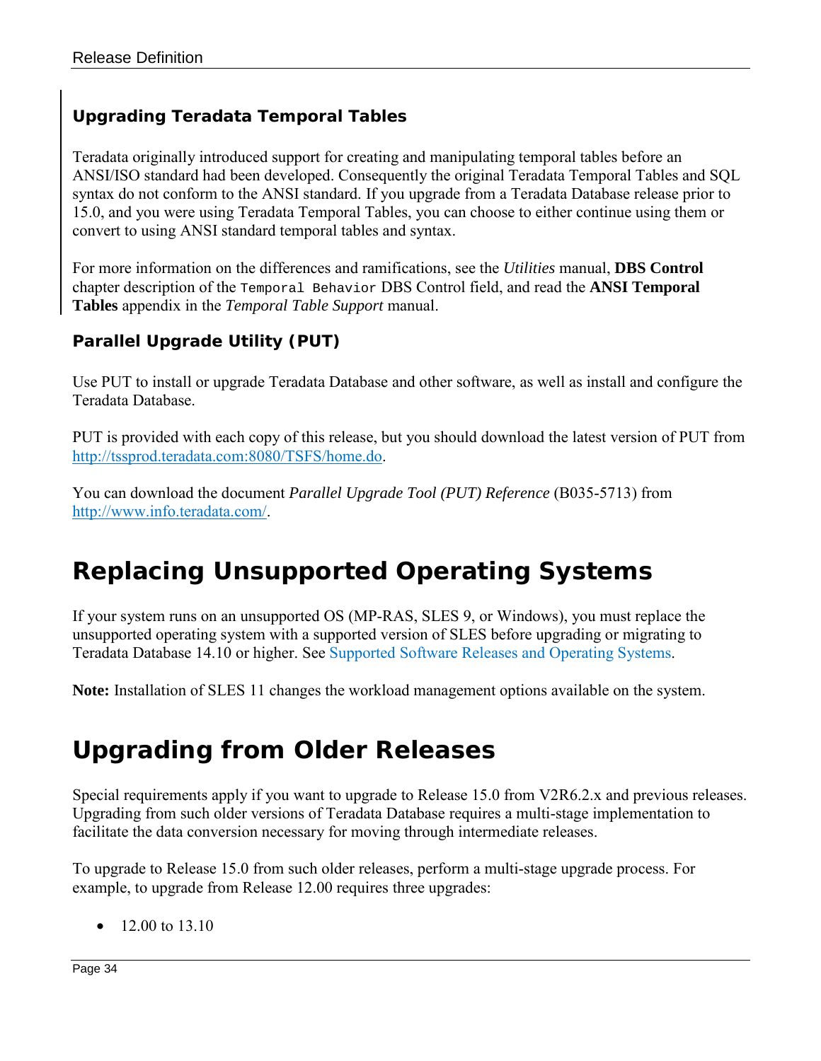### Upgrading Teradata Temporal Tables

Teradata originally introduced support for creating and manipulating temporal tables before an ANSI/ISO standard had been developed. Consequently the original Teradata Temporal Tables and SQL syntax do not conform to the ANSI standard. If you upgrade from a Teradata Database release prior to 15.0, and you were using Teradata Temporal Tables, you can choose to either continue using them or convert to using ANSI standard temporal tables and syntax.

For more information on the differences and ramifications, see the *Utilities* manual, **DBS Control** chapter description of the `Temporal Behavior` DBS Control field, and read the **ANSI Temporal Tables** appendix in the *Temporal Table Support* manual.

### Parallel Upgrade Utility (PUT)

Use PUT to install or upgrade Teradata Database and other software, as well as install and configure the Teradata Database.

PUT is provided with each copy of this release, but you should download the latest version of PUT from http://tssprod.teradata.com:8080/TSFS/home.do.

You can download the document *Parallel Upgrade Tool (PUT) Reference* (B035-5713) from http://www.info.teradata.com/.

## Replacing Unsupported Operating Systems

If your system runs on an unsupported OS (MP-RAS, SLES 9, or Windows), you must replace the unsupported operating system with a supported version of SLES before upgrading or migrating to Teradata Database 14.10 or higher. See Supported Software Releases and Operating Systems.

**Note:** Installation of SLES 11 changes the workload management options available on the system.

## Upgrading from Older Releases

Special requirements apply if you want to upgrade to Release 15.0 from V2R6.2.x and previous releases. Upgrading from such older versions of Teradata Database requires a multi-stage implementation to facilitate the data conversion necessary for moving through intermediate releases.

To upgrade to Release 15.0 from such older releases, perform a multi-stage upgrade process. For example, to upgrade from Release 12.00 requires three upgrades:

- 12.00 to 13.10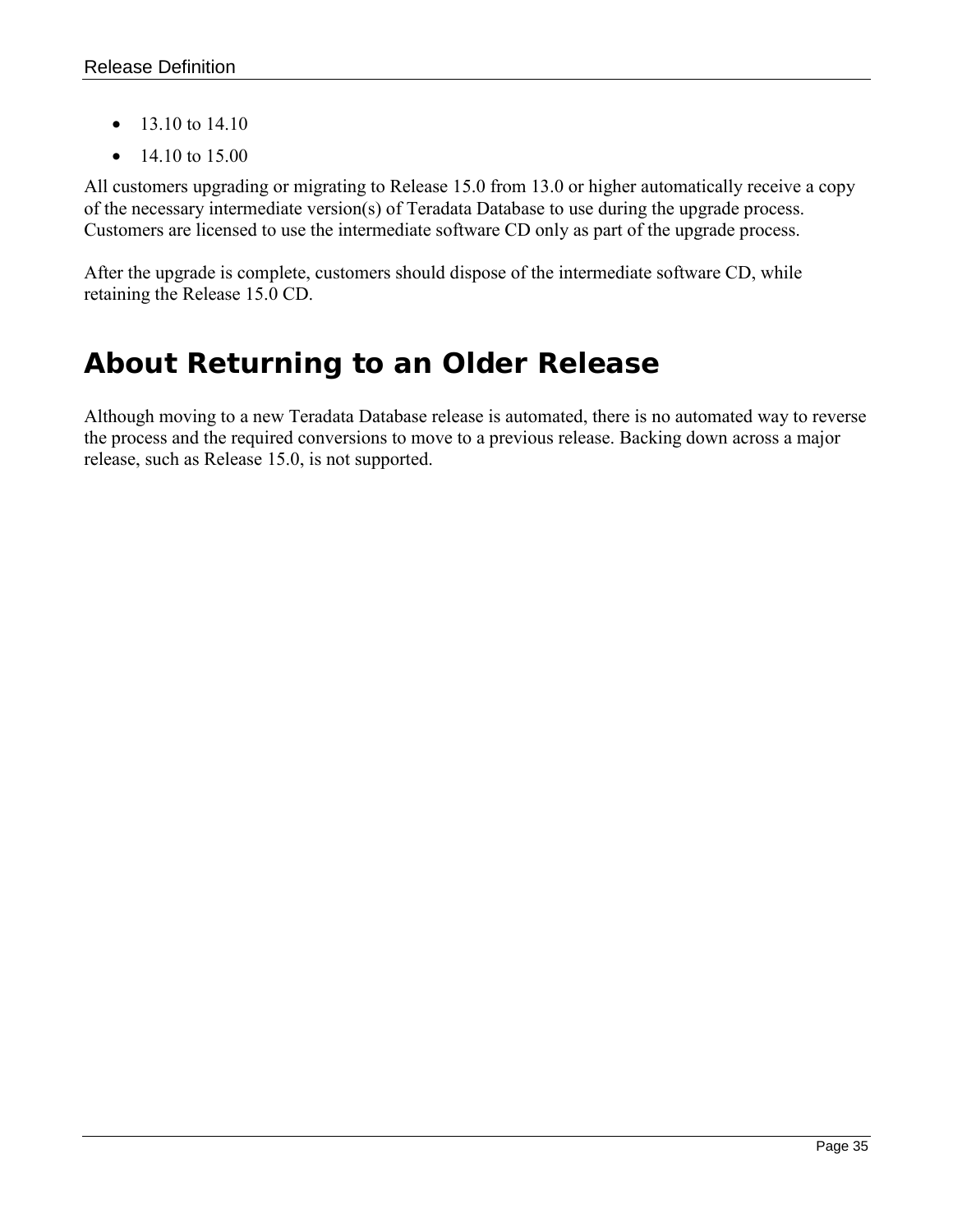- 13.10 to 14.10
- 14.10 to 15.00

All customers upgrading or migrating to Release 15.0 from 13.0 or higher automatically receive a copy of the necessary intermediate version(s) of Teradata Database to use during the upgrade process. Customers are licensed to use the intermediate software CD only as part of the upgrade process.

After the upgrade is complete, customers should dispose of the intermediate software CD, while retaining the Release 15.0 CD.

# About Returning to an Older Release

Although moving to a new Teradata Database release is automated, there is no automated way to reverse the process and the required conversions to move to a previous release. Backing down across a major release, such as Release 15.0, is not supported.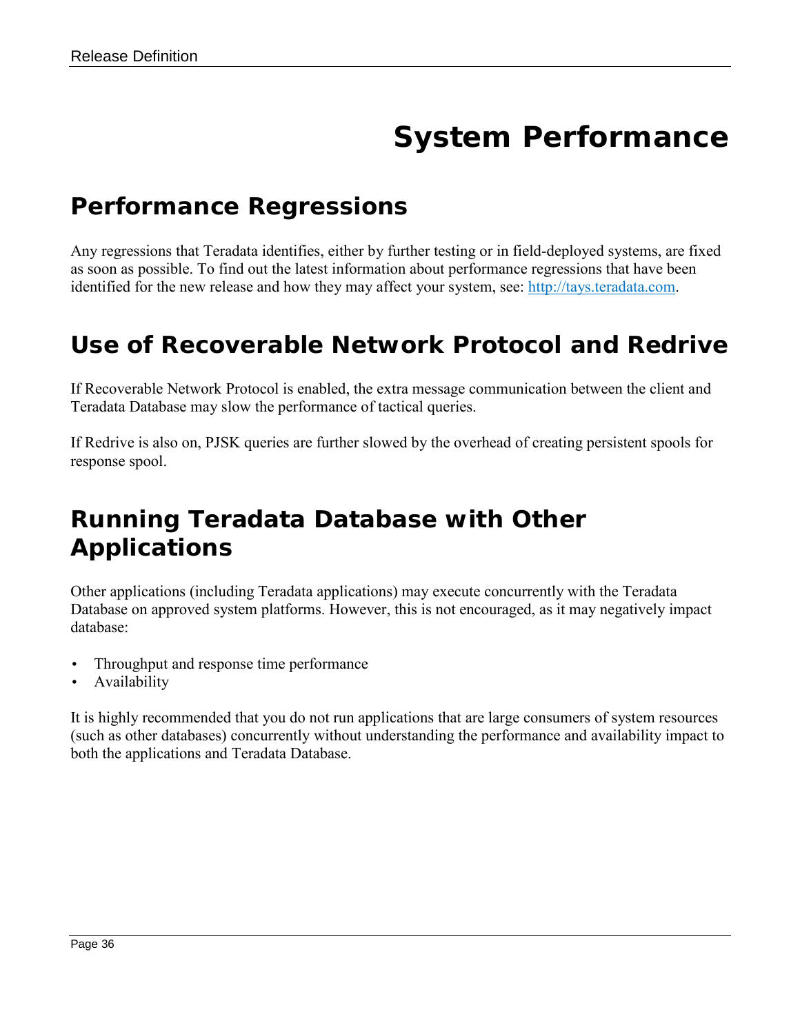# System Performance

## Performance Regressions

Any regressions that Teradata identifies, either by further testing or in field-deployed systems, are fixed as soon as possible. To find out the latest information about performance regressions that have been identified for the new release and how they may affect your system, see: http://tays.teradata.com.

## Use of Recoverable Network Protocol and Redrive

If Recoverable Network Protocol is enabled, the extra message communication between the client and Teradata Database may slow the performance of tactical queries.

If Redrive is also on, PJSK queries are further slowed by the overhead of creating persistent spools for response spool.

## Running Teradata Database with Other Applications

Other applications (including Teradata applications) may execute concurrently with the Teradata Database on approved system platforms. However, this is not encouraged, as it may negatively impact database:

- Throughput and response time performance
- Availability

It is highly recommended that you do not run applications that are large consumers of system resources (such as other databases) concurrently without understanding the performance and availability impact to both the applications and Teradata Database.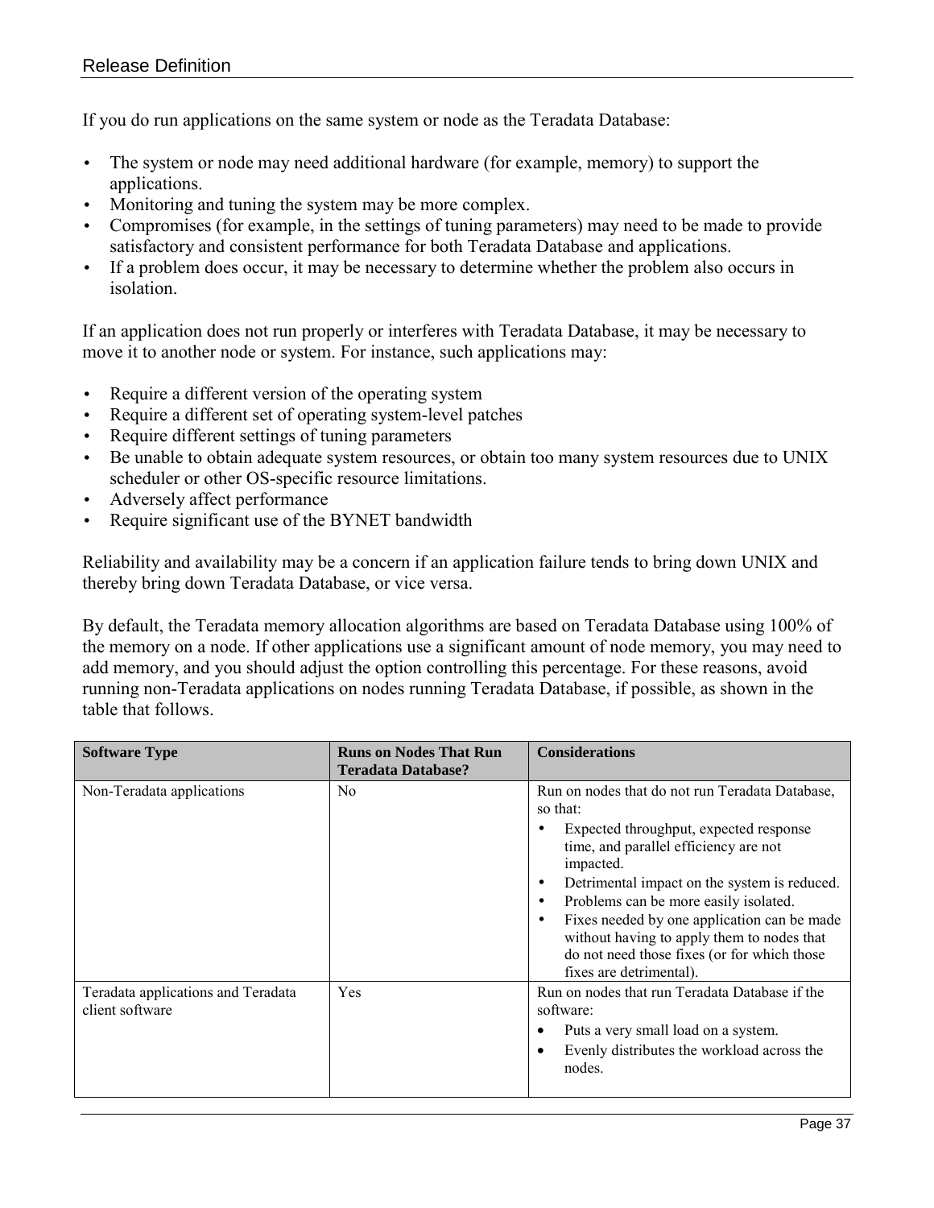If you do run applications on the same system or node as the Teradata Database:

- The system or node may need additional hardware (for example, memory) to support the applications.
- Monitoring and tuning the system may be more complex.
- Compromises (for example, in the settings of tuning parameters) may need to be made to provide satisfactory and consistent performance for both Teradata Database and applications.
- If a problem does occur, it may be necessary to determine whether the problem also occurs in isolation.

If an application does not run properly or interferes with Teradata Database, it may be necessary to move it to another node or system. For instance, such applications may:

- Require a different version of the operating system
- Require a different set of operating system-level patches
- Require different settings of tuning parameters
- Be unable to obtain adequate system resources, or obtain too many system resources due to UNIX scheduler or other OS-specific resource limitations.
- Adversely affect performance
- Require significant use of the BYNET bandwidth

Reliability and availability may be a concern if an application failure tends to bring down UNIX and thereby bring down Teradata Database, or vice versa.

By default, the Teradata memory allocation algorithms are based on Teradata Database using 100% of the memory on a node. If other applications use a significant amount of node memory, you may need to add memory, and you should adjust the option controlling this percentage. For these reasons, avoid running non-Teradata applications on nodes running Teradata Database, if possible, as shown in the table that follows.

| Software Type | Runs on Nodes That Run Teradata Database? | Considerations |
|---|---|---|
| Non-Teradata applications | No | Run on nodes that do not run Teradata Database, so that:<br>• Expected throughput, expected response time, and parallel efficiency are not impacted.<br>• Detrimental impact on the system is reduced.<br>• Problems can be more easily isolated.<br>• Fixes needed by one application can be made without having to apply them to nodes that do not need those fixes (or for which those fixes are detrimental). |
| Teradata applications and Teradata client software | Yes | Run on nodes that run Teradata Database if the software:<br>• Puts a very small load on a system.<br>• Evenly distributes the workload across the nodes. |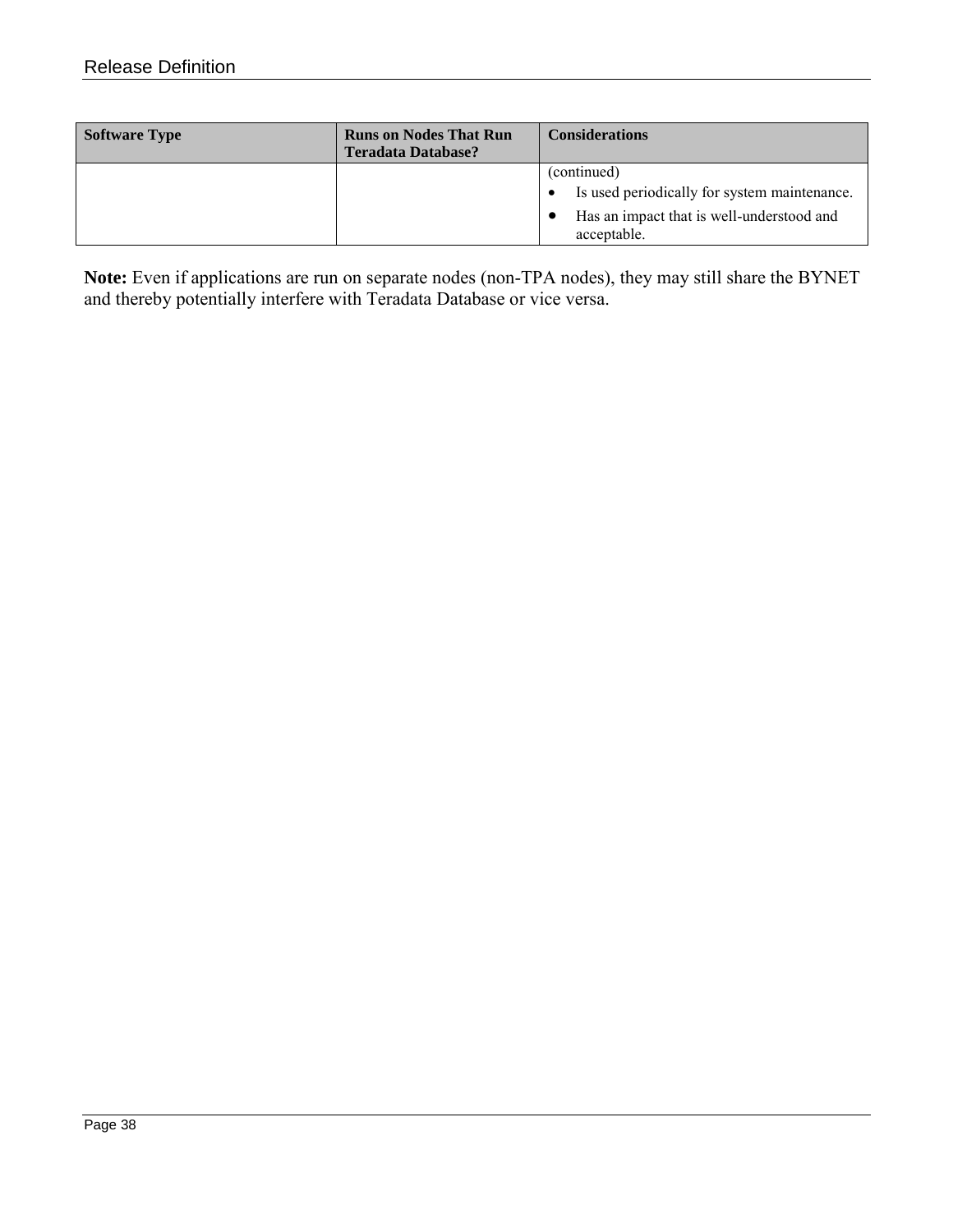| Software Type | Runs on Nodes That Run Teradata Database? | Considerations |
| --- | --- | --- |
| | | (continued)<br>• Is used periodically for system maintenance.<br>• Has an impact that is well-understood and acceptable. |

**Note:** Even if applications are run on separate nodes (non-TPA nodes), they may still share the BYNET and thereby potentially interfere with Teradata Database or vice versa.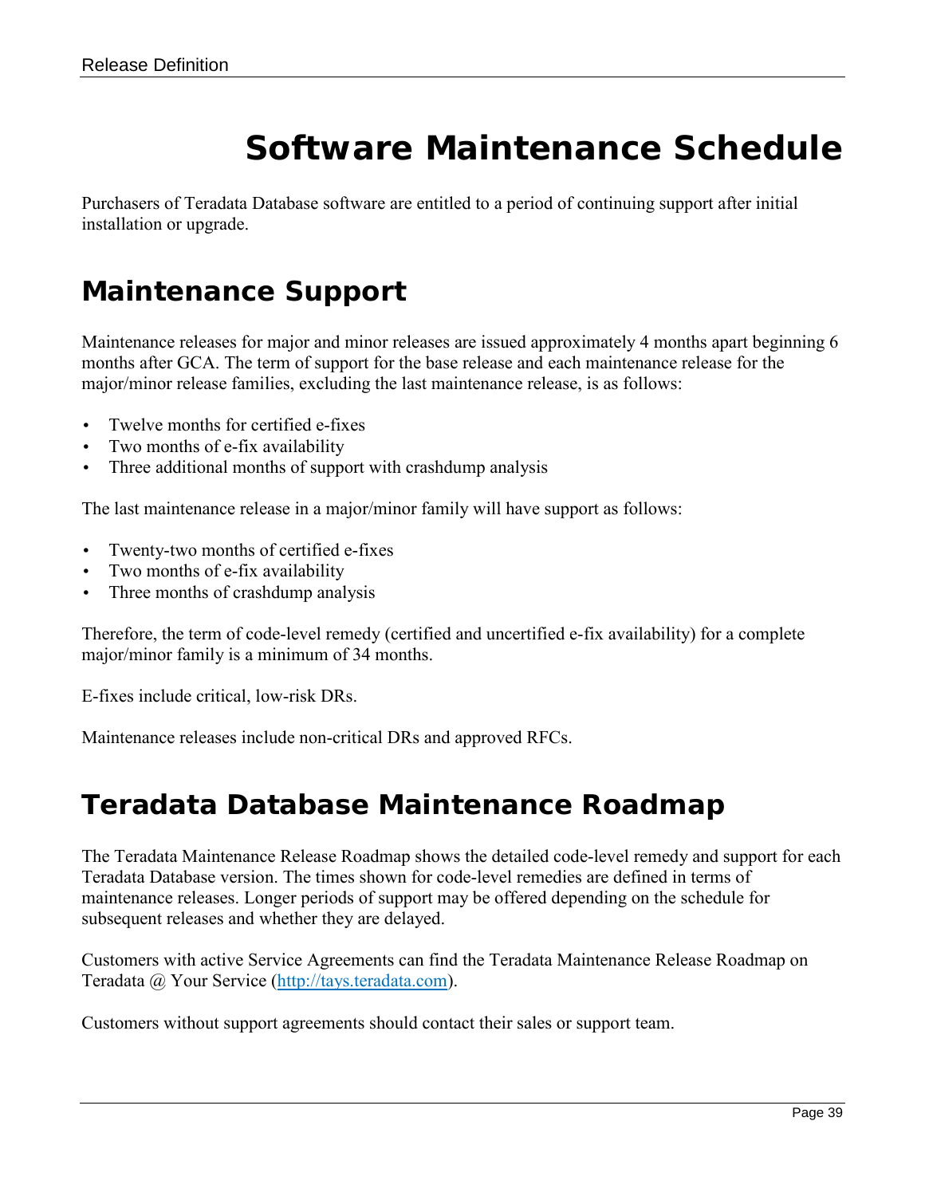# Software Maintenance Schedule

Purchasers of Teradata Database software are entitled to a period of continuing support after initial installation or upgrade.

## Maintenance Support

Maintenance releases for major and minor releases are issued approximately 4 months apart beginning 6 months after GCA. The term of support for the base release and each maintenance release for the major/minor release families, excluding the last maintenance release, is as follows:

- Twelve months for certified e-fixes
- Two months of e-fix availability
- Three additional months of support with crashdump analysis

The last maintenance release in a major/minor family will have support as follows:

- Twenty-two months of certified e-fixes
- Two months of e-fix availability
- Three months of crashdump analysis

Therefore, the term of code-level remedy (certified and uncertified e-fix availability) for a complete major/minor family is a minimum of 34 months.

E-fixes include critical, low-risk DRs.

Maintenance releases include non-critical DRs and approved RFCs.

## Teradata Database Maintenance Roadmap

The Teradata Maintenance Release Roadmap shows the detailed code-level remedy and support for each Teradata Database version. The times shown for code-level remedies are defined in terms of maintenance releases. Longer periods of support may be offered depending on the schedule for subsequent releases and whether they are delayed.

Customers with active Service Agreements can find the Teradata Maintenance Release Roadmap on Teradata @ Your Service ([http://tays.teradata.com](http://tays.teradata.com)).

Customers without support agreements should contact their sales or support team.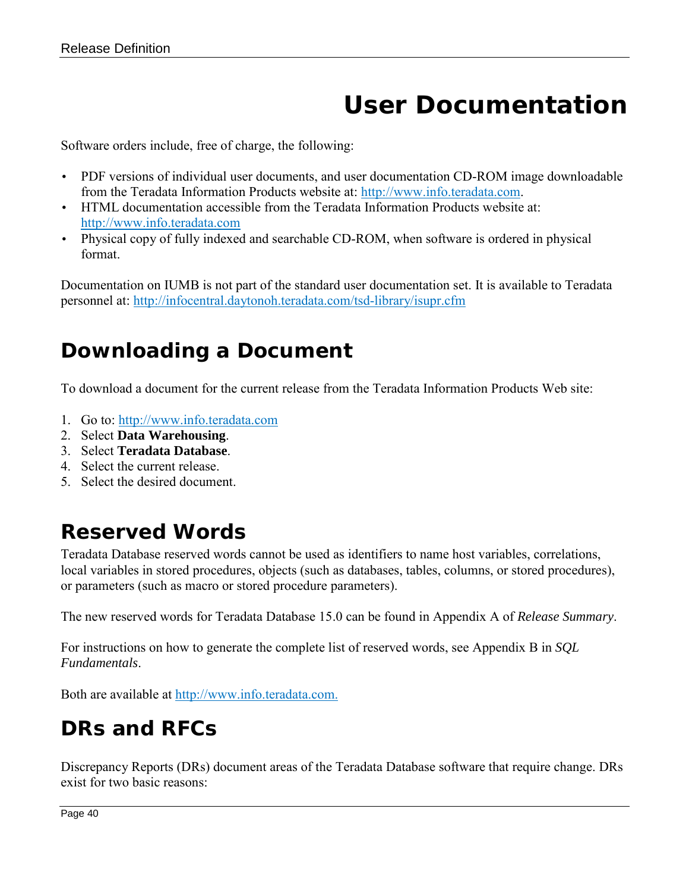# User Documentation

Software orders include, free of charge, the following:

- PDF versions of individual user documents, and user documentation CD-ROM image downloadable from the Teradata Information Products website at: http://www.info.teradata.com.
- HTML documentation accessible from the Teradata Information Products website at: http://www.info.teradata.com
- Physical copy of fully indexed and searchable CD-ROM, when software is ordered in physical format.

Documentation on IUMB is not part of the standard user documentation set. It is available to Teradata personnel at: http://infocentral.daytonoh.teradata.com/tsd-library/isupr.cfm

## Downloading a Document

To download a document for the current release from the Teradata Information Products Web site:

1. Go to: http://www.info.teradata.com
2. Select **Data Warehousing**.
3. Select **Teradata Database**.
4. Select the current release.
5. Select the desired document.

## Reserved Words

Teradata Database reserved words cannot be used as identifiers to name host variables, correlations, local variables in stored procedures, objects (such as databases, tables, columns, or stored procedures), or parameters (such as macro or stored procedure parameters).

The new reserved words for Teradata Database 15.0 can be found in Appendix A of *Release Summary*.

For instructions on how to generate the complete list of reserved words, see Appendix B in *SQL Fundamentals*.

Both are available at http://www.info.teradata.com.

## DRs and RFCs

Discrepancy Reports (DRs) document areas of the Teradata Database software that require change. DRs exist for two basic reasons: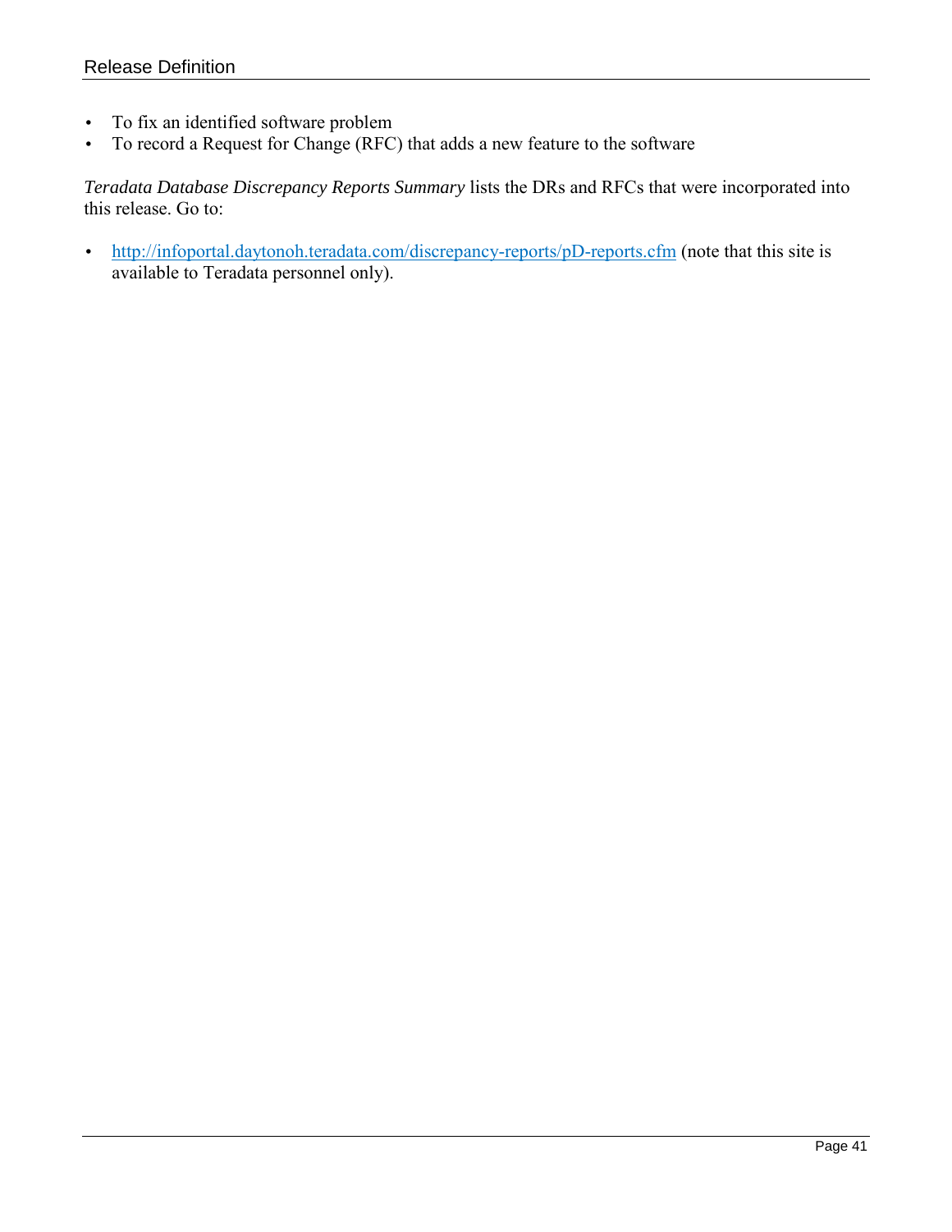- To fix an identified software problem
- To record a Request for Change (RFC) that adds a new feature to the software

*Teradata Database Discrepancy Reports Summary* lists the DRs and RFCs that were incorporated into this release. Go to:

- [http://infoportal.daytonoh.teradata.com/discrepancy-reports/pD-reports.cfm](http://infoportal.daytonoh.teradata.com/discrepancy-reports/pD-reports.cfm) (note that this site is available to Teradata personnel only).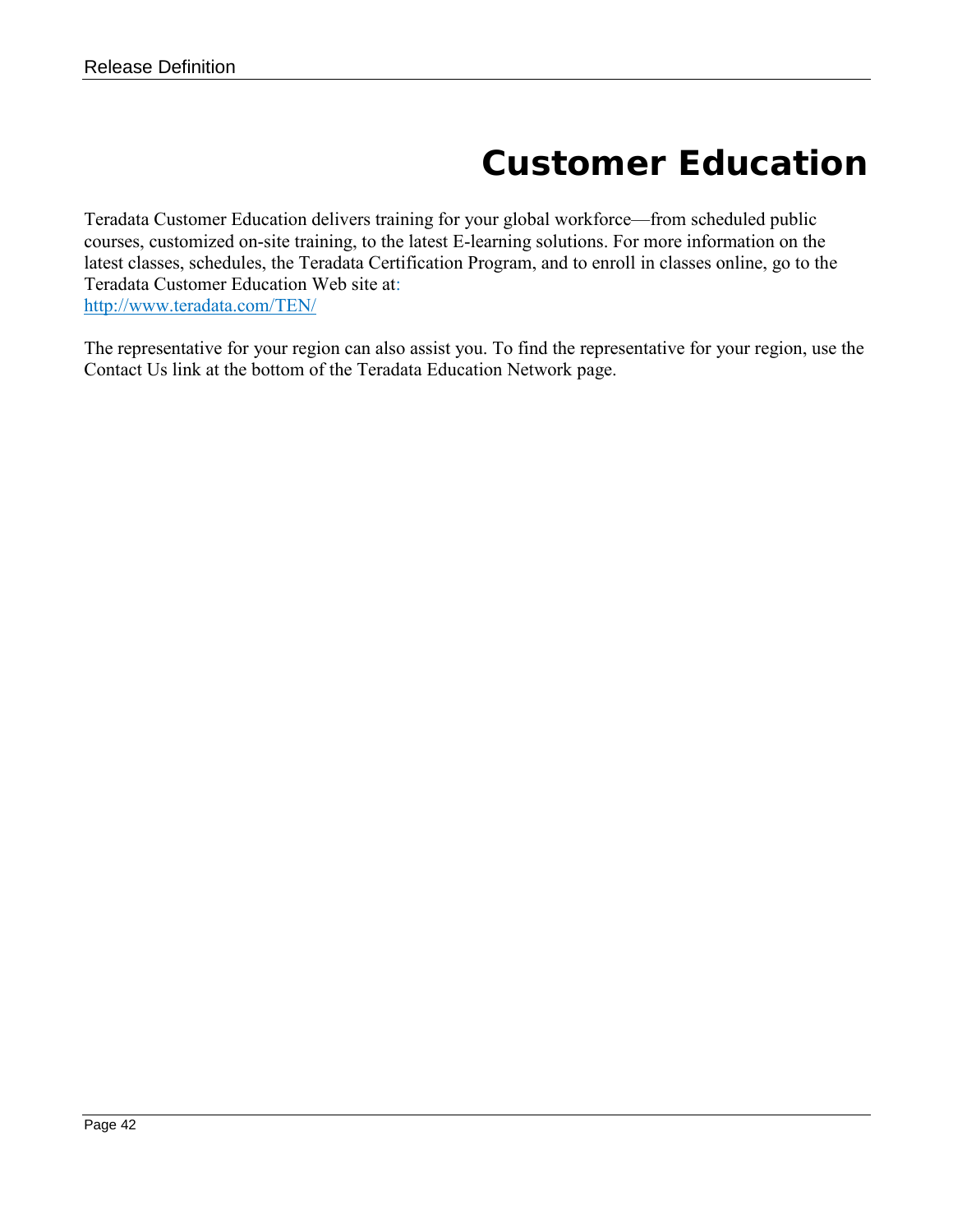# Customer Education

Teradata Customer Education delivers training for your global workforce—from scheduled public courses, customized on-site training, to the latest E-learning solutions. For more information on the latest classes, schedules, the Teradata Certification Program, and to enroll in classes online, go to the Teradata Customer Education Web site at:
http://www.teradata.com/TEN/

The representative for your region can also assist you. To find the representative for your region, use the Contact Us link at the bottom of the Teradata Education Network page.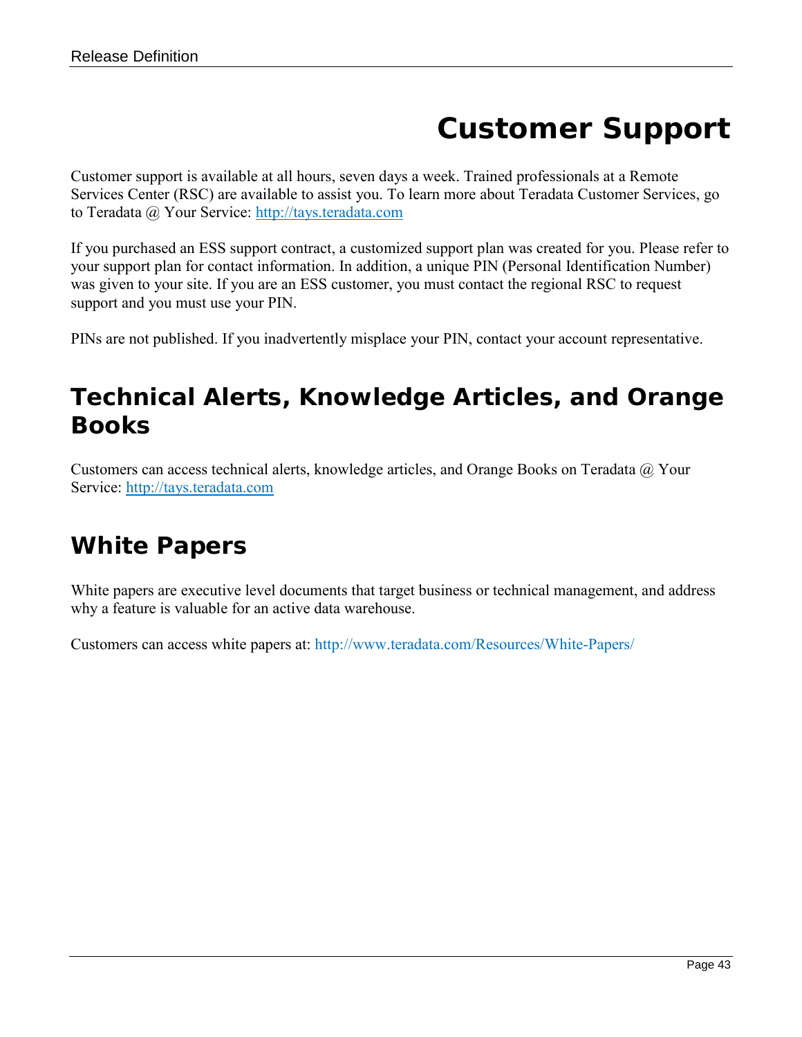# Customer Support

Customer support is available at all hours, seven days a week. Trained professionals at a Remote Services Center (RSC) are available to assist you. To learn more about Teradata Customer Services, go to Teradata @ Your Service: http://tays.teradata.com

If you purchased an ESS support contract, a customized support plan was created for you. Please refer to your support plan for contact information. In addition, a unique PIN (Personal Identification Number) was given to your site. If you are an ESS customer, you must contact the regional RSC to request support and you must use your PIN.

PINs are not published. If you inadvertently misplace your PIN, contact your account representative.

## Technical Alerts, Knowledge Articles, and Orange Books

Customers can access technical alerts, knowledge articles, and Orange Books on Teradata @ Your Service: http://tays.teradata.com

## White Papers

White papers are executive level documents that target business or technical management, and address why a feature is valuable for an active data warehouse.

Customers can access white papers at: http://www.teradata.com/Resources/White-Papers/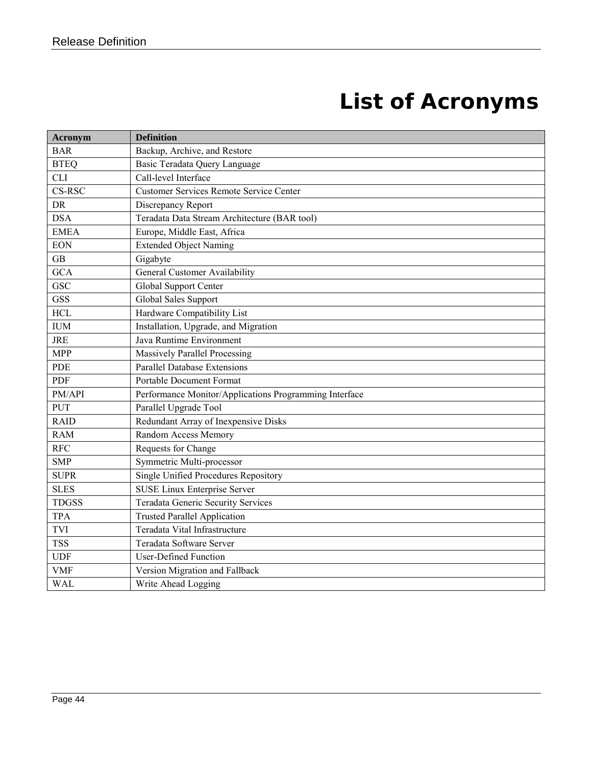# List of Acronyms

| Acronym | Definition |
| --- | --- |
| BAR | Backup, Archive, and Restore |
| BTEQ | Basic Teradata Query Language |
| CLI | Call-level Interface |
| CS-RSC | Customer Services Remote Service Center |
| DR | Discrepancy Report |
| DSA | Teradata Data Stream Architecture (BAR tool) |
| EMEA | Europe, Middle East, Africa |
| EON | Extended Object Naming |
| GB | Gigabyte |
| GCA | General Customer Availability |
| GSC | Global Support Center |
| GSS | Global Sales Support |
| HCL | Hardware Compatibility List |
| IUM | Installation, Upgrade, and Migration |
| JRE | Java Runtime Environment |
| MPP | Massively Parallel Processing |
| PDE | Parallel Database Extensions |
| PDF | Portable Document Format |
| PM/API | Performance Monitor/Applications Programming Interface |
| PUT | Parallel Upgrade Tool |
| RAID | Redundant Array of Inexpensive Disks |
| RAM | Random Access Memory |
| RFC | Requests for Change |
| SMP | Symmetric Multi-processor |
| SUPR | Single Unified Procedures Repository |
| SLES | SUSE Linux Enterprise Server |
| TDGSS | Teradata Generic Security Services |
| TPA | Trusted Parallel Application |
| TVI | Teradata Vital Infrastructure |
| TSS | Teradata Software Server |
| UDF | User-Defined Function |
| VMF | Version Migration and Fallback |
| WAL | Write Ahead Logging |